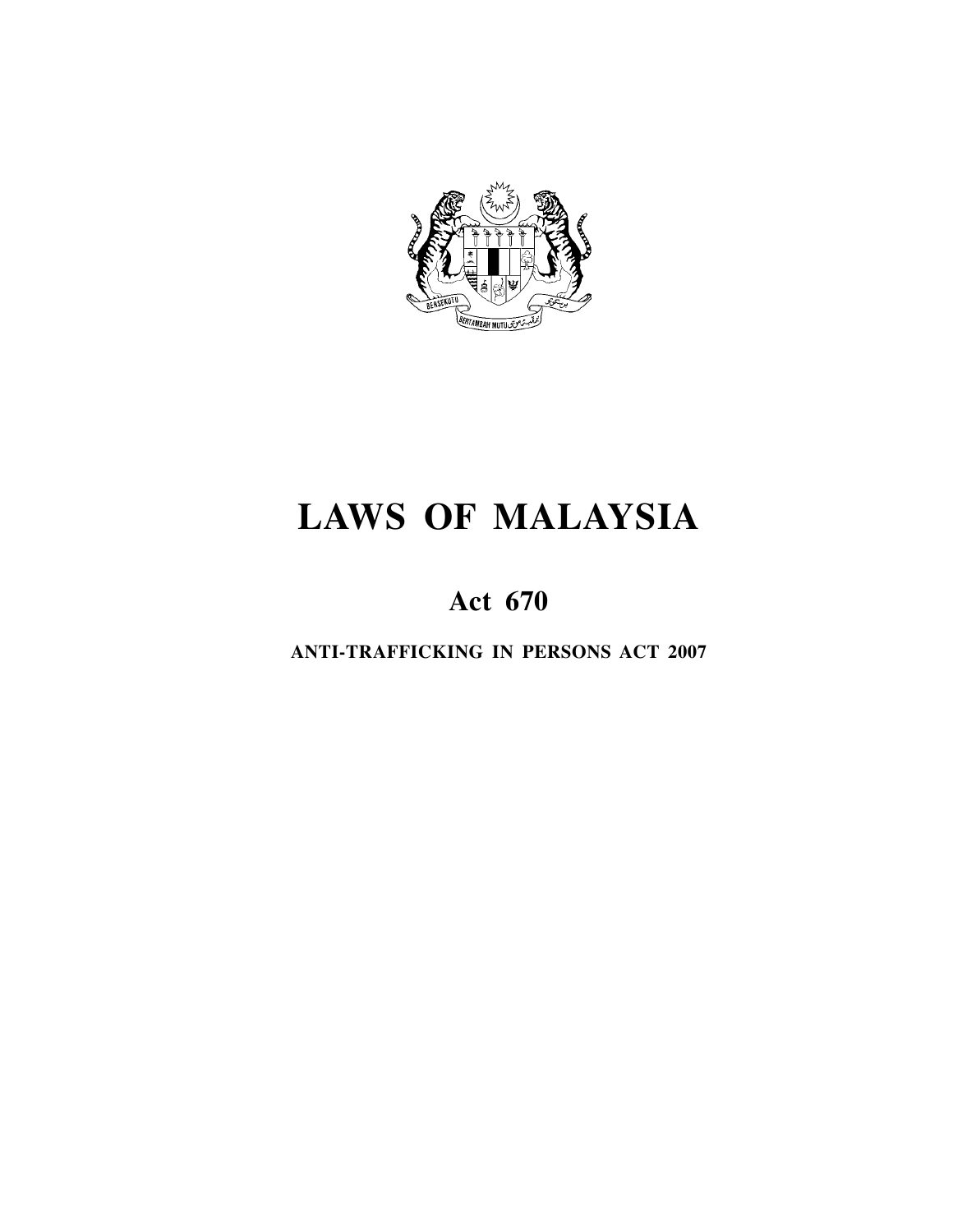# LAWS OF MALAYSIA

## Act 670

**ANTI-TRAFFICKING IN PERSONS ACT 2007**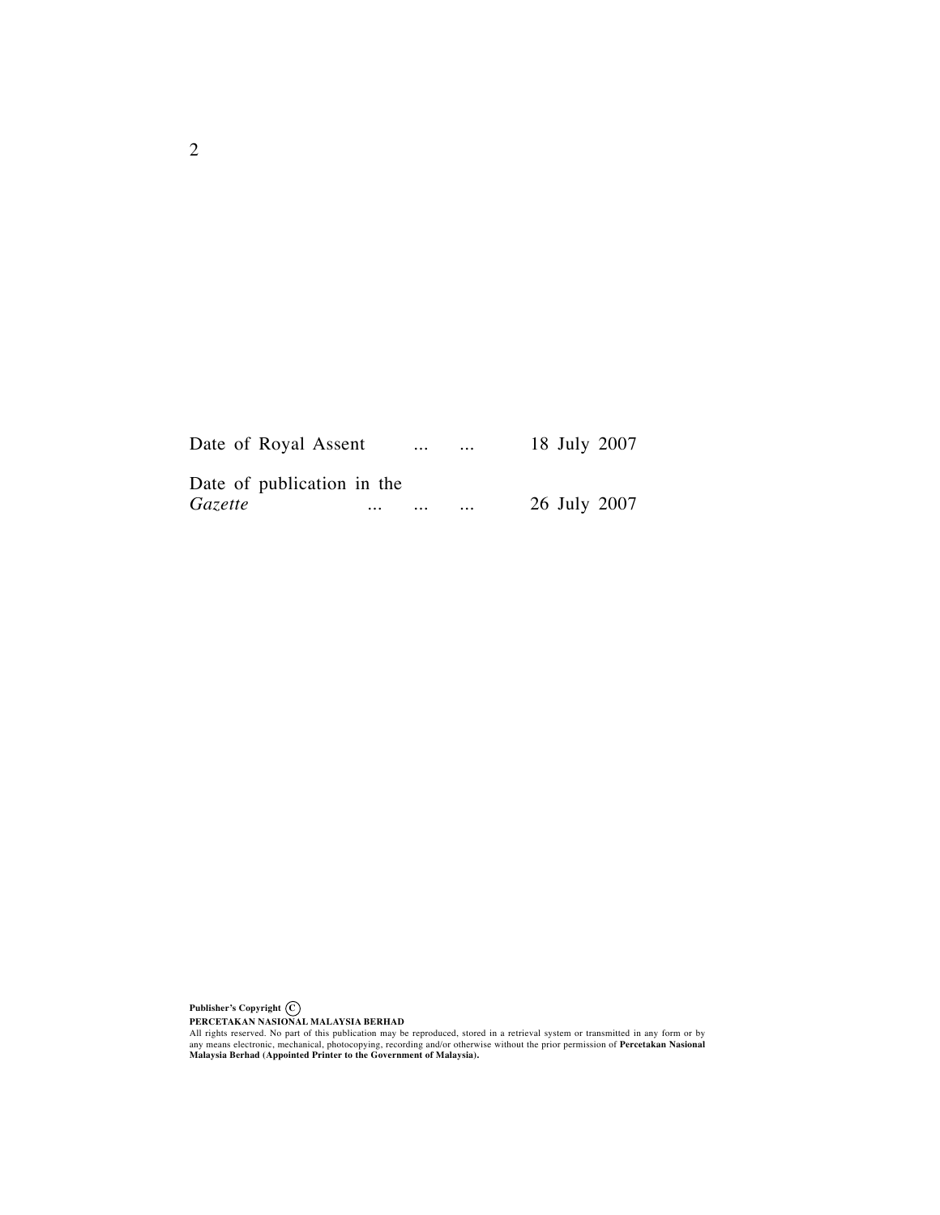Date of Royal Assent ... ... 18 July 2007

Date of publication in the *Gazette* ... ... ... 26 July 2007

**Publisher's Copyright ©**
**PERCETAKAN NASIONAL MALAYSIA BERHAD**
All rights reserved. No part of this publication may be reproduced, stored in a retrieval system or transmitted in any form or by any means electronic, mechanical, photocopying, recording and/or otherwise without the prior permission of **Percetakan Nasional Malaysia Berhad (Appointed Printer to the Government of Malaysia).**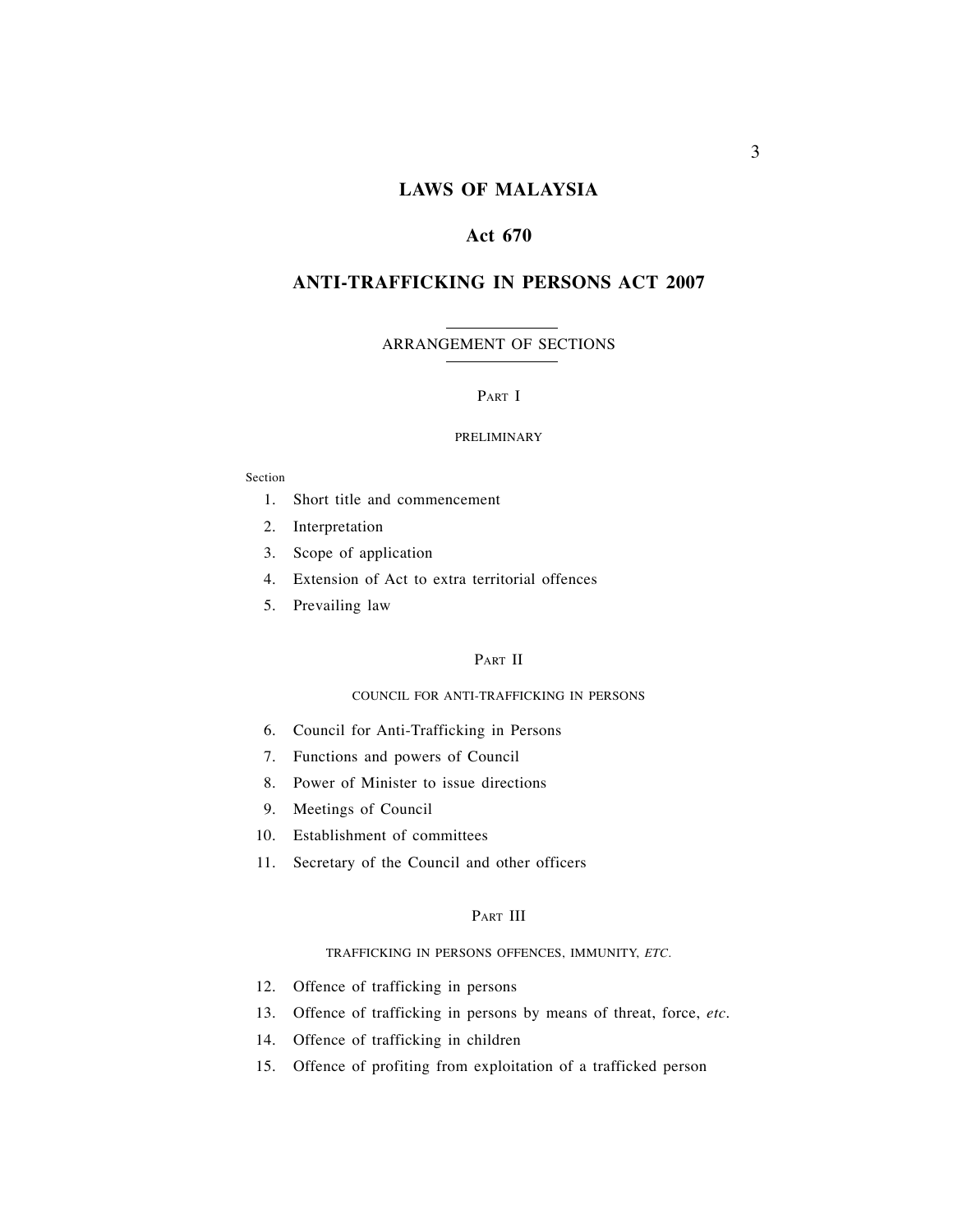# LAWS OF MALAYSIA

## Act 670

## ANTI-TRAFFICKING IN PERSONS ACT 2007

ARRANGEMENT OF SECTIONS

PART I

PRELIMINARY

Section

1. Short title and commencement
2. Interpretation
3. Scope of application
4. Extension of Act to extra territorial offences
5. Prevailing law

PART II

COUNCIL FOR ANTI-TRAFFICKING IN PERSONS

6. Council for Anti-Trafficking in Persons
7. Functions and powers of Council
8. Power of Minister to issue directions
9. Meetings of Council
10. Establishment of committees
11. Secretary of the Council and other officers

PART III

TRAFFICKING IN PERSONS OFFENCES, IMMUNITY, *ETC.*

12. Offence of trafficking in persons
13. Offence of trafficking in persons by means of threat, force, *etc.*
14. Offence of trafficking in children
15. Offence of profiting from exploitation of a trafficked person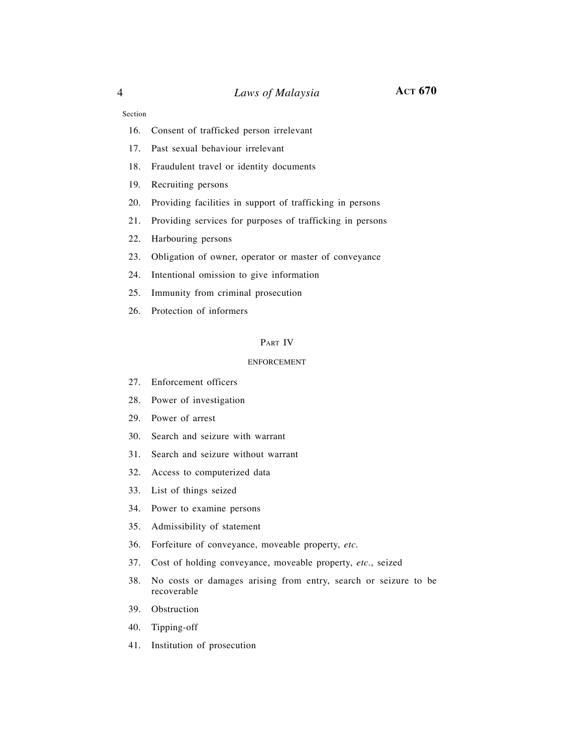Section

16. Consent of trafficked person irrelevant
17. Past sexual behaviour irrelevant
18. Fraudulent travel or identity documents
19. Recruiting persons
20. Providing facilities in support of trafficking in persons
21. Providing services for purposes of trafficking in persons
22. Harbouring persons
23. Obligation of owner, operator or master of conveyance
24. Intentional omission to give information
25. Immunity from criminal prosecution
26. Protection of informers

## PART IV

### ENFORCEMENT

27. Enforcement officers
28. Power of investigation
29. Power of arrest
30. Search and seizure with warrant
31. Search and seizure without warrant
32. Access to computerized data
33. List of things seized
34. Power to examine persons
35. Admissibility of statement
36. Forfeiture of conveyance, moveable property, *etc*.
37. Cost of holding conveyance, moveable property, *etc*., seized
38. No costs or damages arising from entry, search or seizure to be recoverable
39. Obstruction
40. Tipping-off
41. Institution of prosecution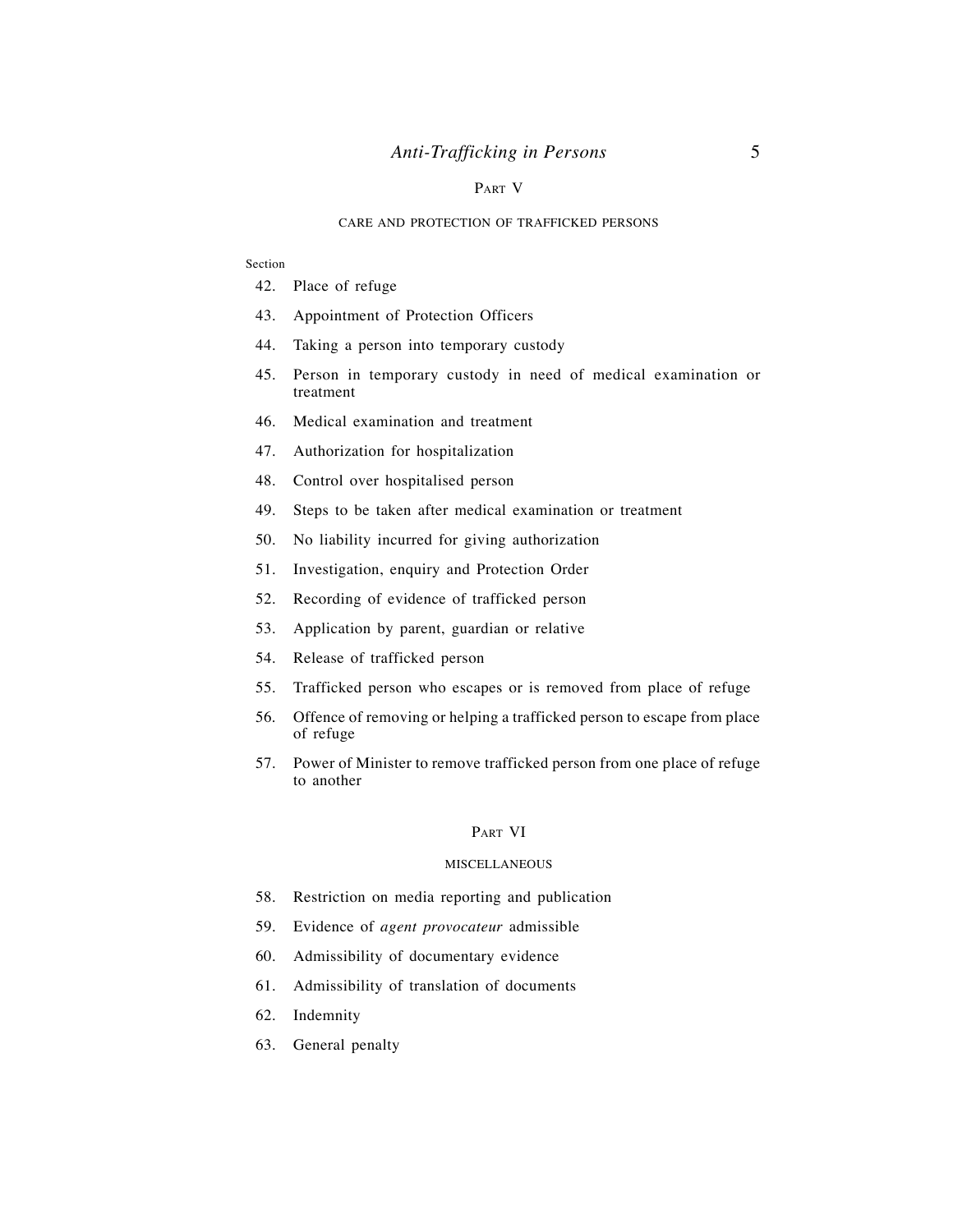## PART V

### CARE AND PROTECTION OF TRAFFICKED PERSONS

Section

42. Place of refuge
43. Appointment of Protection Officers
44. Taking a person into temporary custody
45. Person in temporary custody in need of medical examination or treatment
46. Medical examination and treatment
47. Authorization for hospitalization
48. Control over hospitalised person
49. Steps to be taken after medical examination or treatment
50. No liability incurred for giving authorization
51. Investigation, enquiry and Protection Order
52. Recording of evidence of trafficked person
53. Application by parent, guardian or relative
54. Release of trafficked person
55. Trafficked person who escapes or is removed from place of refuge
56. Offence of removing or helping a trafficked person to escape from place of refuge
57. Power of Minister to remove trafficked person from one place of refuge to another

## PART VI

### MISCELLANEOUS

58. Restriction on media reporting and publication
59. Evidence of *agent provocateur* admissible
60. Admissibility of documentary evidence
61. Admissibility of translation of documents
62. Indemnity
63. General penalty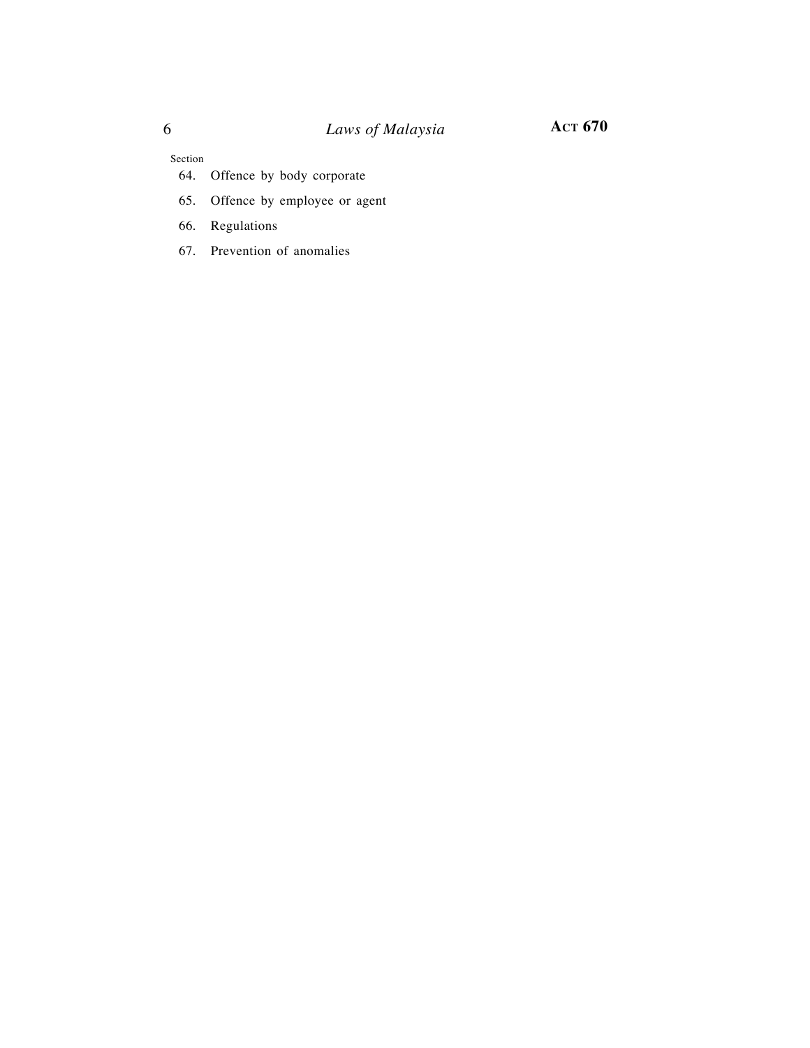Section

64. Offence by body corporate

65. Offence by employee or agent

66. Regulations

67. Prevention of anomalies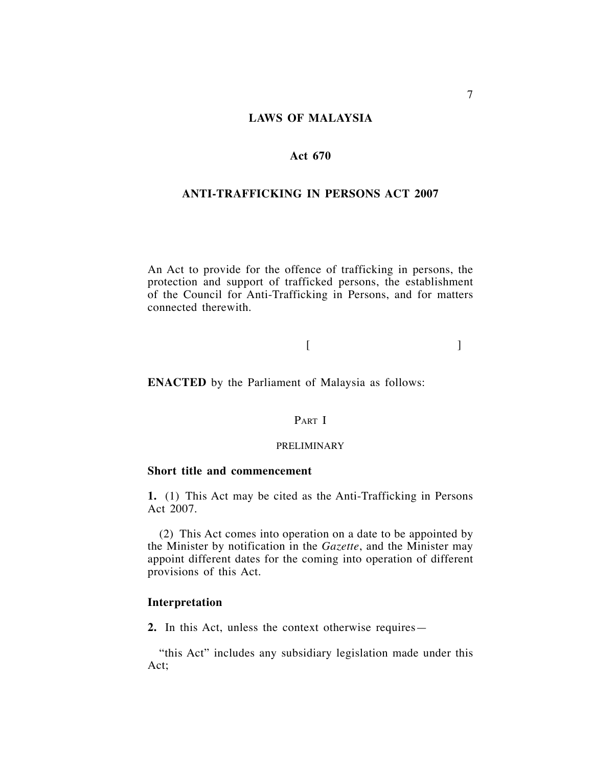# LAWS OF MALAYSIA

## Act 670

## ANTI-TRAFFICKING IN PERSONS ACT 2007

An Act to provide for the offence of trafficking in persons, the protection and support of trafficked persons, the establishment of the Council for Anti-Trafficking in Persons, and for matters connected therewith.

[ ]

**ENACTED** by the Parliament of Malaysia as follows:

### PART I

### PRELIMINARY

**Short title and commencement**

**1.** (1) This Act may be cited as the Anti-Trafficking in Persons Act 2007.

(2) This Act comes into operation on a date to be appointed by the Minister by notification in the *Gazette*, and the Minister may appoint different dates for the coming into operation of different provisions of this Act.

**Interpretation**

**2.** In this Act, unless the context otherwise requires—

"this Act" includes any subsidiary legislation made under this Act;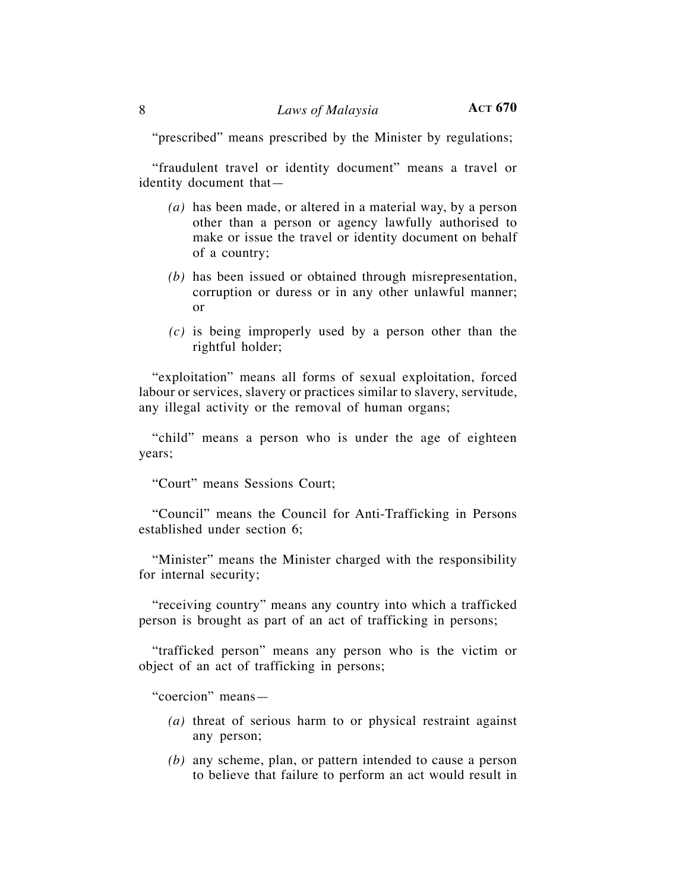"prescribed" means prescribed by the Minister by regulations;

"fraudulent travel or identity document" means a travel or identity document that—

*(a)* has been made, or altered in a material way, by a person other than a person or agency lawfully authorised to make or issue the travel or identity document on behalf of a country;

*(b)* has been issued or obtained through misrepresentation, corruption or duress or in any other unlawful manner; or

*(c)* is being improperly used by a person other than the rightful holder;

"exploitation" means all forms of sexual exploitation, forced labour or services, slavery or practices similar to slavery, servitude, any illegal activity or the removal of human organs;

"child" means a person who is under the age of eighteen years;

"Court" means Sessions Court;

"Council" means the Council for Anti-Trafficking in Persons established under section 6;

"Minister" means the Minister charged with the responsibility for internal security;

"receiving country" means any country into which a trafficked person is brought as part of an act of trafficking in persons;

"trafficked person" means any person who is the victim or object of an act of trafficking in persons;

"coercion" means—

*(a)* threat of serious harm to or physical restraint against any person;

*(b)* any scheme, plan, or pattern intended to cause a person to believe that failure to perform an act would result in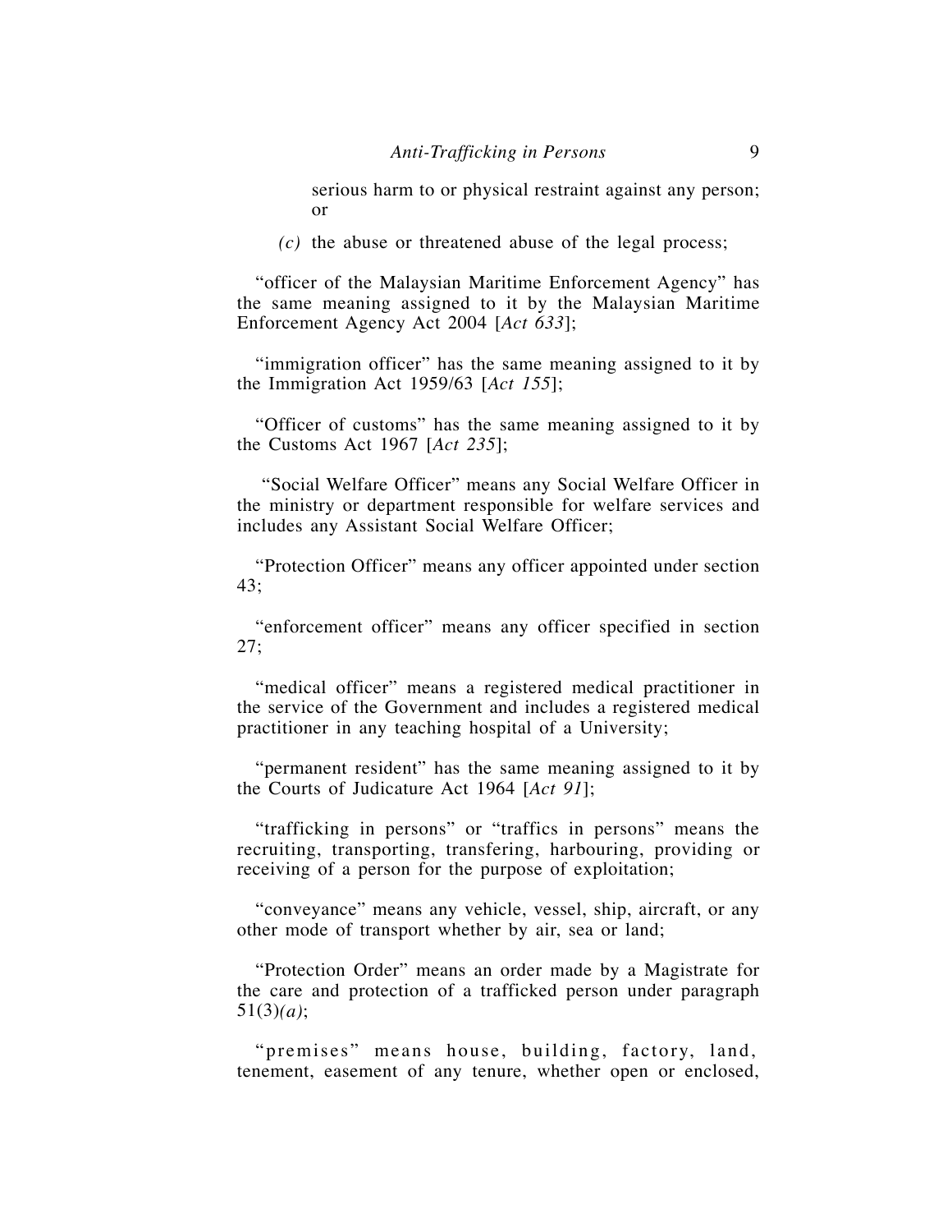serious harm to or physical restraint against any person; or

*(c)* the abuse or threatened abuse of the legal process;

"officer of the Malaysian Maritime Enforcement Agency" has the same meaning assigned to it by the Malaysian Maritime Enforcement Agency Act 2004 [*Act 633*];

"immigration officer" has the same meaning assigned to it by the Immigration Act 1959/63 [*Act 155*];

"Officer of customs" has the same meaning assigned to it by the Customs Act 1967 [*Act 235*];

"Social Welfare Officer" means any Social Welfare Officer in the ministry or department responsible for welfare services and includes any Assistant Social Welfare Officer;

"Protection Officer" means any officer appointed under section 43;

"enforcement officer" means any officer specified in section 27;

"medical officer" means a registered medical practitioner in the service of the Government and includes a registered medical practitioner in any teaching hospital of a University;

"permanent resident" has the same meaning assigned to it by the Courts of Judicature Act 1964 [*Act 91*];

"trafficking in persons" or "traffics in persons" means the recruiting, transporting, transfering, harbouring, providing or receiving of a person for the purpose of exploitation;

"conveyance" means any vehicle, vessel, ship, aircraft, or any other mode of transport whether by air, sea or land;

"Protection Order" means an order made by a Magistrate for the care and protection of a trafficked person under paragraph 51(3)*(a)*;

"premises" means house, building, factory, land, tenement, easement of any tenure, whether open or enclosed,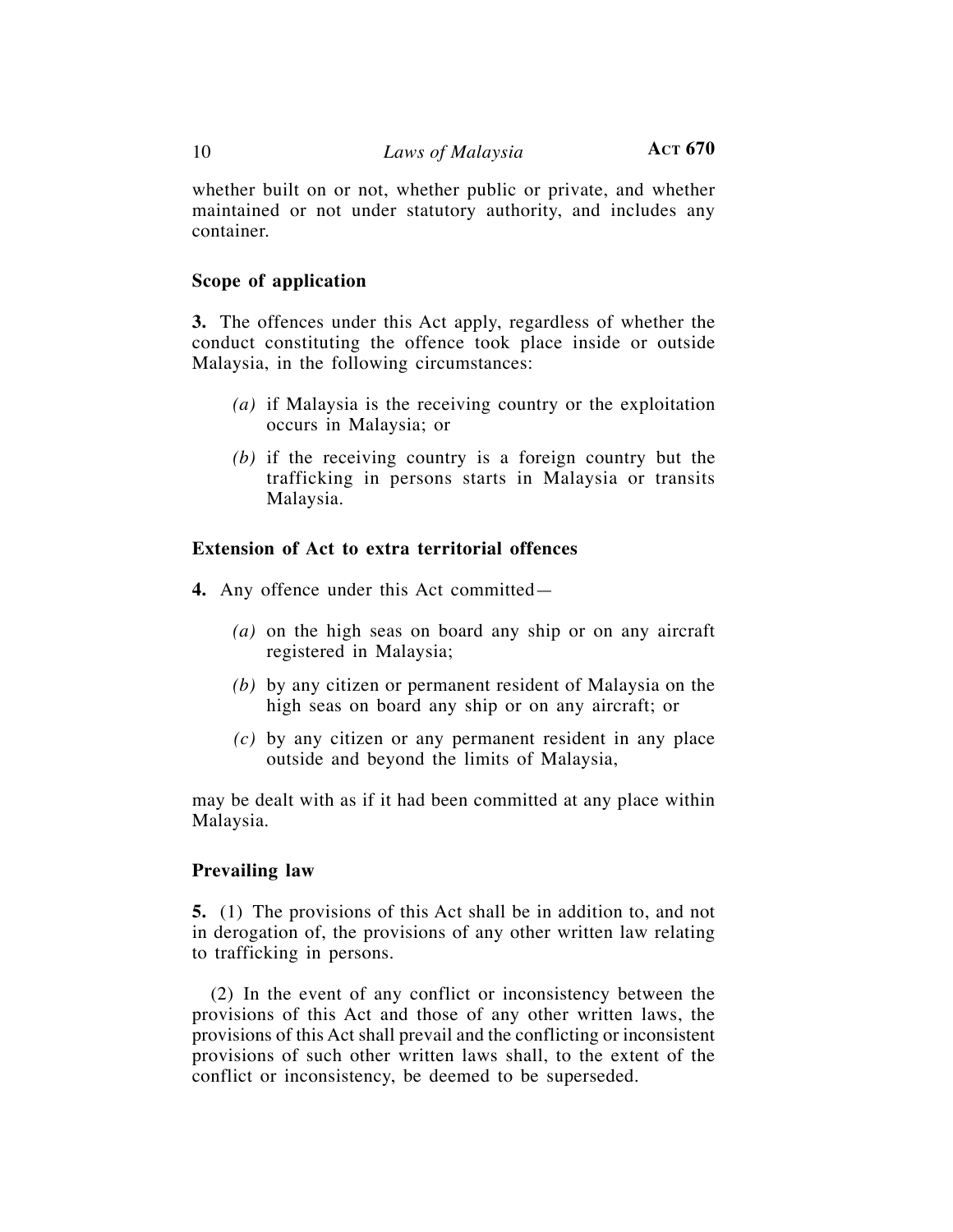whether built on or not, whether public or private, and whether maintained or not under statutory authority, and includes any container.

**Scope of application**

**3.** The offences under this Act apply, regardless of whether the conduct constituting the offence took place inside or outside Malaysia, in the following circumstances:

*(a)* if Malaysia is the receiving country or the exploitation occurs in Malaysia; or

*(b)* if the receiving country is a foreign country but the trafficking in persons starts in Malaysia or transits Malaysia.

**Extension of Act to extra territorial offences**

**4.** Any offence under this Act committed—

*(a)* on the high seas on board any ship or on any aircraft registered in Malaysia;

*(b)* by any citizen or permanent resident of Malaysia on the high seas on board any ship or on any aircraft; or

*(c)* by any citizen or any permanent resident in any place outside and beyond the limits of Malaysia,

may be dealt with as if it had been committed at any place within Malaysia.

**Prevailing law**

**5.** (1) The provisions of this Act shall be in addition to, and not in derogation of, the provisions of any other written law relating to trafficking in persons.

(2) In the event of any conflict or inconsistency between the provisions of this Act and those of any other written laws, the provisions of this Act shall prevail and the conflicting or inconsistent provisions of such other written laws shall, to the extent of the conflict or inconsistency, be deemed to be superseded.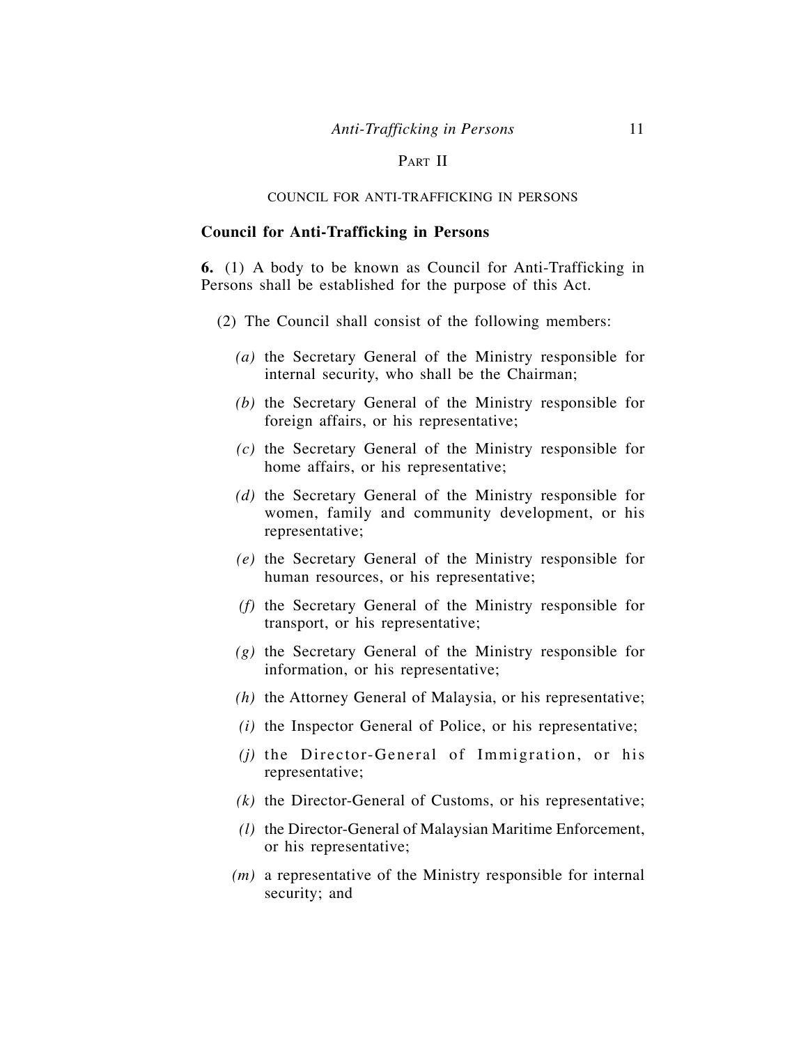## PART II

### COUNCIL FOR ANTI-TRAFFICKING IN PERSONS

**Council for Anti-Trafficking in Persons**

**6.** (1) A body to be known as Council for Anti-Trafficking in Persons shall be established for the purpose of this Act.

(2) The Council shall consist of the following members:

*(a)* the Secretary General of the Ministry responsible for internal security, who shall be the Chairman;

*(b)* the Secretary General of the Ministry responsible for foreign affairs, or his representative;

*(c)* the Secretary General of the Ministry responsible for home affairs, or his representative;

*(d)* the Secretary General of the Ministry responsible for women, family and community development, or his representative;

*(e)* the Secretary General of the Ministry responsible for human resources, or his representative;

*(f)* the Secretary General of the Ministry responsible for transport, or his representative;

*(g)* the Secretary General of the Ministry responsible for information, or his representative;

*(h)* the Attorney General of Malaysia, or his representative;

*(i)* the Inspector General of Police, or his representative;

*(j)* the Director-General of Immigration, or his representative;

*(k)* the Director-General of Customs, or his representative;

*(l)* the Director-General of Malaysian Maritime Enforcement, or his representative;

*(m)* a representative of the Ministry responsible for internal security; and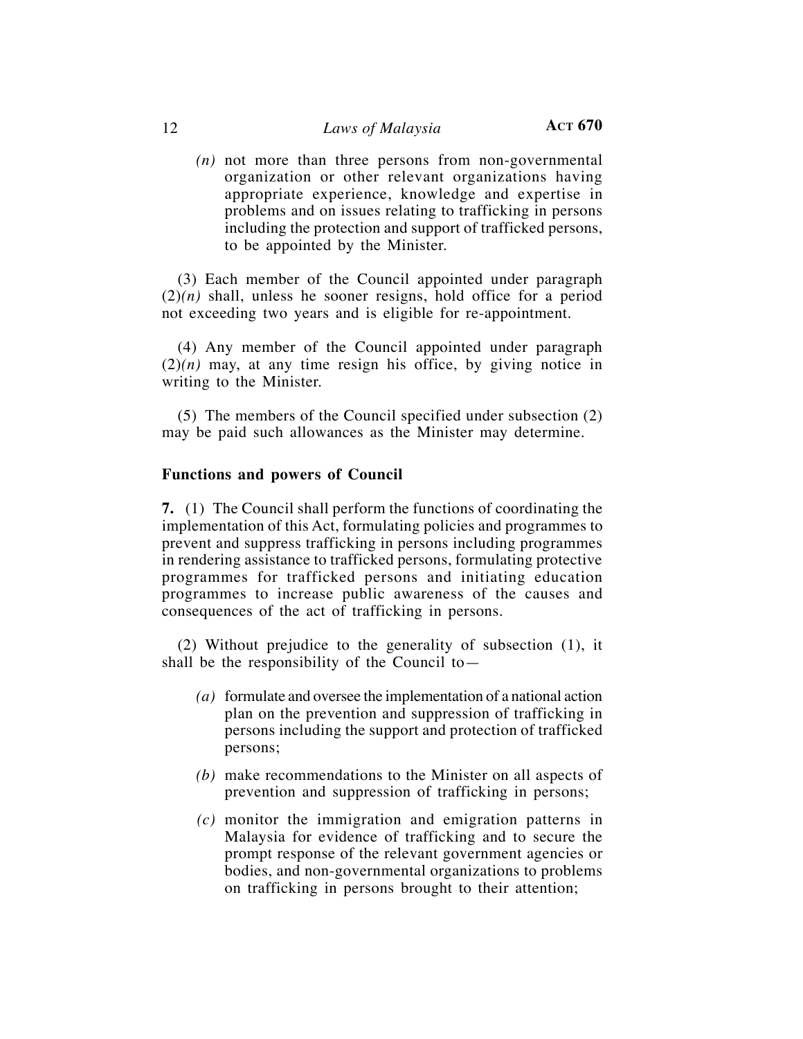*(n)* not more than three persons from non-governmental organization or other relevant organizations having appropriate experience, knowledge and expertise in problems and on issues relating to trafficking in persons including the protection and support of trafficked persons, to be appointed by the Minister.

(3) Each member of the Council appointed under paragraph (2)*(n)* shall, unless he sooner resigns, hold office for a period not exceeding two years and is eligible for re-appointment.

(4) Any member of the Council appointed under paragraph (2)*(n)* may, at any time resign his office, by giving notice in writing to the Minister.

(5) The members of the Council specified under subsection (2) may be paid such allowances as the Minister may determine.

**Functions and powers of Council**

**7.** (1) The Council shall perform the functions of coordinating the implementation of this Act, formulating policies and programmes to prevent and suppress trafficking in persons including programmes in rendering assistance to trafficked persons, formulating protective programmes for trafficked persons and initiating education programmes to increase public awareness of the causes and consequences of the act of trafficking in persons.

(2) Without prejudice to the generality of subsection (1), it shall be the responsibility of the Council to—

*(a)* formulate and oversee the implementation of a national action plan on the prevention and suppression of trafficking in persons including the support and protection of trafficked persons;

*(b)* make recommendations to the Minister on all aspects of prevention and suppression of trafficking in persons;

*(c)* monitor the immigration and emigration patterns in Malaysia for evidence of trafficking and to secure the prompt response of the relevant government agencies or bodies, and non-governmental organizations to problems on trafficking in persons brought to their attention;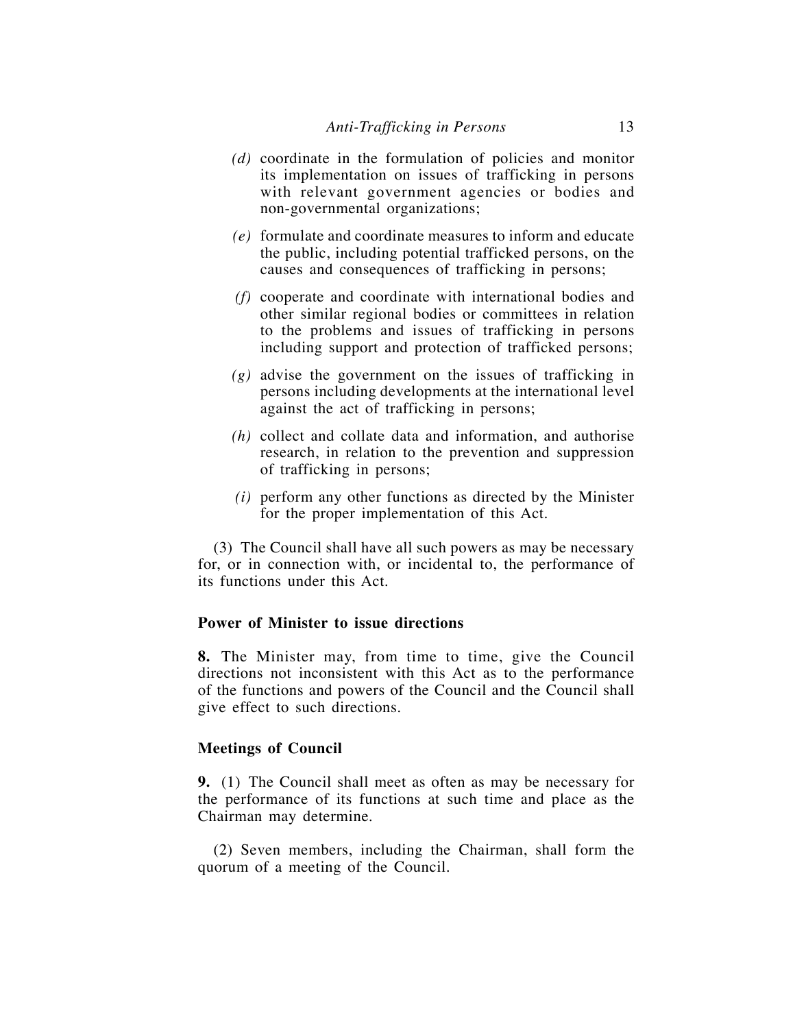*(d)* coordinate in the formulation of policies and monitor its implementation on issues of trafficking in persons with relevant government agencies or bodies and non-governmental organizations;

*(e)* formulate and coordinate measures to inform and educate the public, including potential trafficked persons, on the causes and consequences of trafficking in persons;

*(f)* cooperate and coordinate with international bodies and other similar regional bodies or committees in relation to the problems and issues of trafficking in persons including support and protection of trafficked persons;

*(g)* advise the government on the issues of trafficking in persons including developments at the international level against the act of trafficking in persons;

*(h)* collect and collate data and information, and authorise research, in relation to the prevention and suppression of trafficking in persons;

*(i)* perform any other functions as directed by the Minister for the proper implementation of this Act.

(3) The Council shall have all such powers as may be necessary for, or in connection with, or incidental to, the performance of its functions under this Act.

**Power of Minister to issue directions**

**8.** The Minister may, from time to time, give the Council directions not inconsistent with this Act as to the performance of the functions and powers of the Council and the Council shall give effect to such directions.

**Meetings of Council**

**9.** (1) The Council shall meet as often as may be necessary for the performance of its functions at such time and place as the Chairman may determine.

(2) Seven members, including the Chairman, shall form the quorum of a meeting of the Council.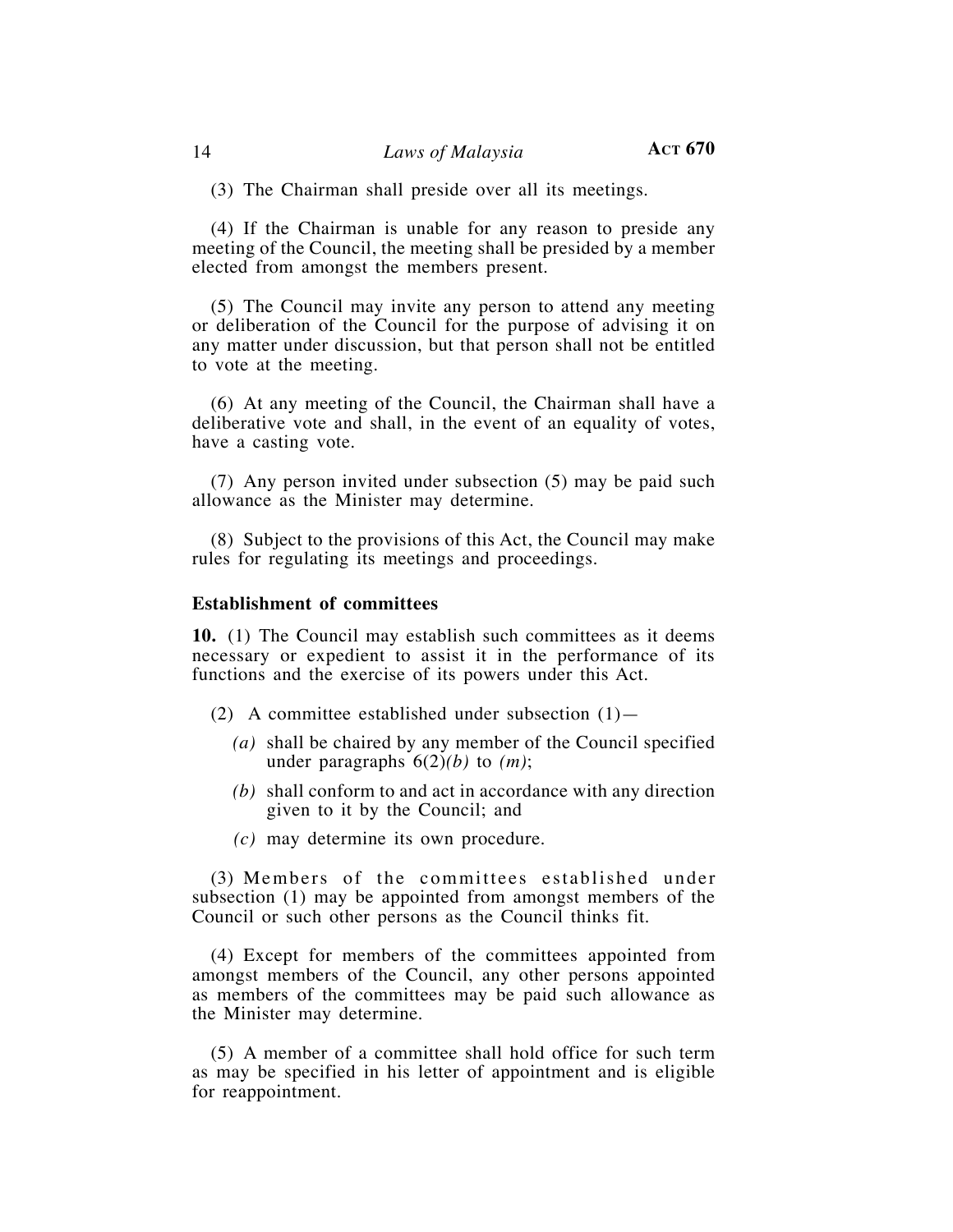(3) The Chairman shall preside over all its meetings.

(4) If the Chairman is unable for any reason to preside any meeting of the Council, the meeting shall be presided by a member elected from amongst the members present.

(5) The Council may invite any person to attend any meeting or deliberation of the Council for the purpose of advising it on any matter under discussion, but that person shall not be entitled to vote at the meeting.

(6) At any meeting of the Council, the Chairman shall have a deliberative vote and shall, in the event of an equality of votes, have a casting vote.

(7) Any person invited under subsection (5) may be paid such allowance as the Minister may determine.

(8) Subject to the provisions of this Act, the Council may make rules for regulating its meetings and proceedings.

**Establishment of committees**

**10.** (1) The Council may establish such committees as it deems necessary or expedient to assist it in the performance of its functions and the exercise of its powers under this Act.

(2) A committee established under subsection (1)—

*(a)* shall be chaired by any member of the Council specified under paragraphs 6(2)*(b)* to *(m)*;

*(b)* shall conform to and act in accordance with any direction given to it by the Council; and

*(c)* may determine its own procedure.

(3) Members of the committees established under subsection (1) may be appointed from amongst members of the Council or such other persons as the Council thinks fit.

(4) Except for members of the committees appointed from amongst members of the Council, any other persons appointed as members of the committees may be paid such allowance as the Minister may determine.

(5) A member of a committee shall hold office for such term as may be specified in his letter of appointment and is eligible for reappointment.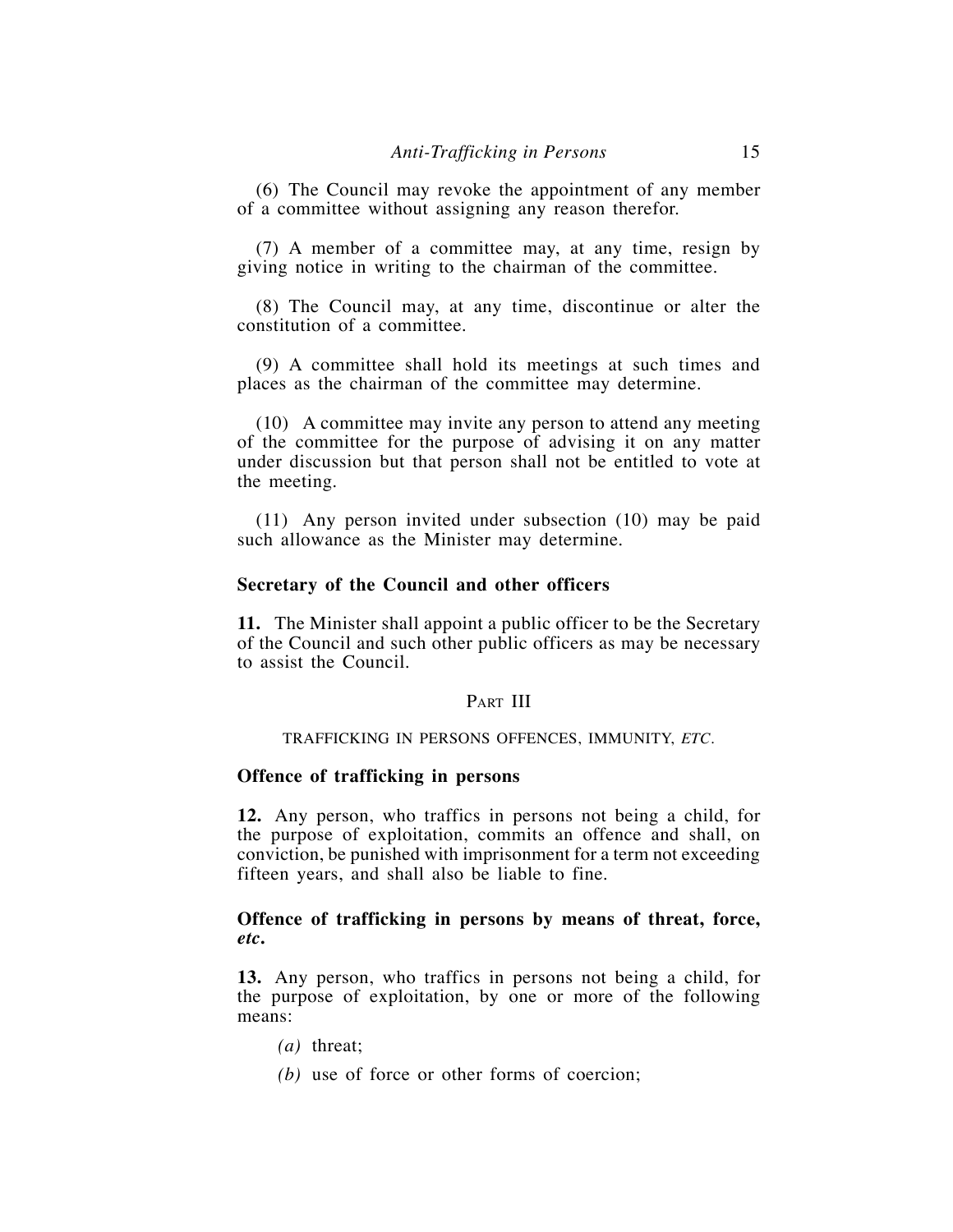(6) The Council may revoke the appointment of any member of a committee without assigning any reason therefor.

(7) A member of a committee may, at any time, resign by giving notice in writing to the chairman of the committee.

(8) The Council may, at any time, discontinue or alter the constitution of a committee.

(9) A committee shall hold its meetings at such times and places as the chairman of the committee may determine.

(10) A committee may invite any person to attend any meeting of the committee for the purpose of advising it on any matter under discussion but that person shall not be entitled to vote at the meeting.

(11) Any person invited under subsection (10) may be paid such allowance as the Minister may determine.

### Secretary of the Council and other officers

**11.** The Minister shall appoint a public officer to be the Secretary of the Council and such other public officers as may be necessary to assist the Council.

## PART III

## TRAFFICKING IN PERSONS OFFENCES, IMMUNITY, *ETC*.

### Offence of trafficking in persons

**12.** Any person, who traffics in persons not being a child, for the purpose of exploitation, commits an offence and shall, on conviction, be punished with imprisonment for a term not exceeding fifteen years, and shall also be liable to fine.

### Offence of trafficking in persons by means of threat, force, *etc*.

**13.** Any person, who traffics in persons not being a child, for the purpose of exploitation, by one or more of the following means:

*(a)* threat;

*(b)* use of force or other forms of coercion;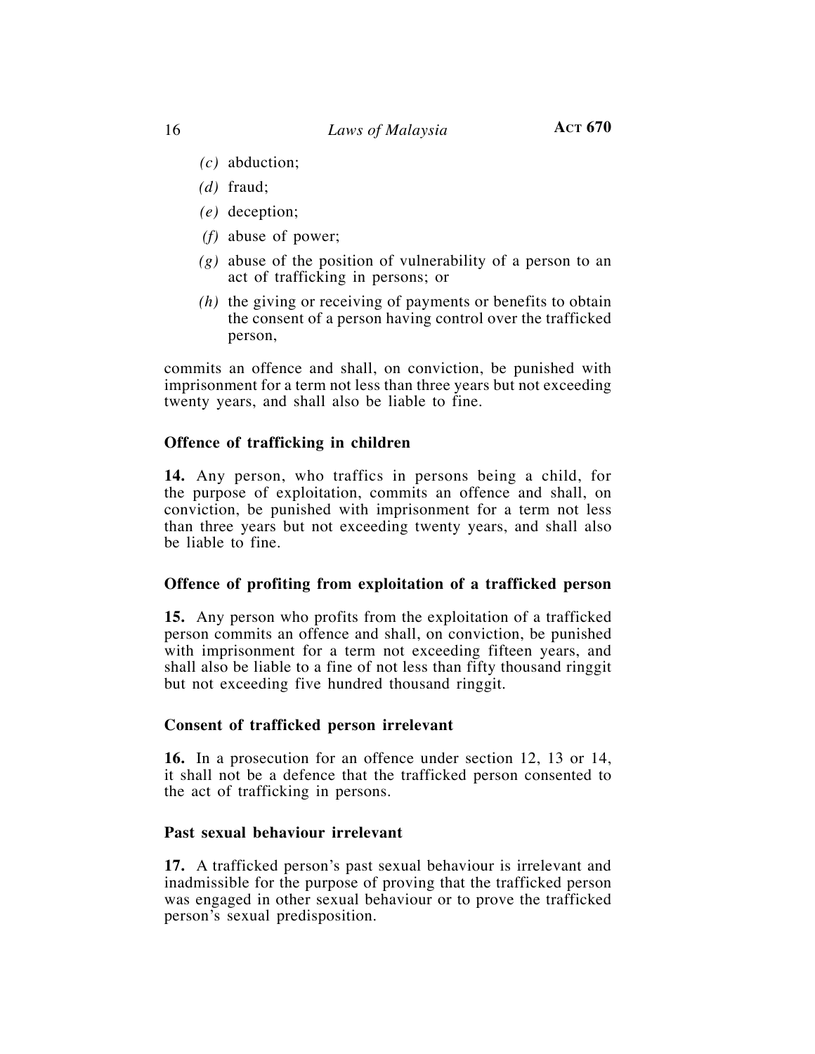*(c)* abduction;

*(d)* fraud;

*(e)* deception;

*(f)* abuse of power;

*(g)* abuse of the position of vulnerability of a person to an act of trafficking in persons; or

*(h)* the giving or receiving of payments or benefits to obtain the consent of a person having control over the trafficked person,

commits an offence and shall, on conviction, be punished with imprisonment for a term not less than three years but not exceeding twenty years, and shall also be liable to fine.

**Offence of trafficking in children**

**14.** Any person, who traffics in persons being a child, for the purpose of exploitation, commits an offence and shall, on conviction, be punished with imprisonment for a term not less than three years but not exceeding twenty years, and shall also be liable to fine.

**Offence of profiting from exploitation of a trafficked person**

**15.** Any person who profits from the exploitation of a trafficked person commits an offence and shall, on conviction, be punished with imprisonment for a term not exceeding fifteen years, and shall also be liable to a fine of not less than fifty thousand ringgit but not exceeding five hundred thousand ringgit.

**Consent of trafficked person irrelevant**

**16.** In a prosecution for an offence under section 12, 13 or 14, it shall not be a defence that the trafficked person consented to the act of trafficking in persons.

**Past sexual behaviour irrelevant**

**17.** A trafficked person's past sexual behaviour is irrelevant and inadmissible for the purpose of proving that the trafficked person was engaged in other sexual behaviour or to prove the trafficked person's sexual predisposition.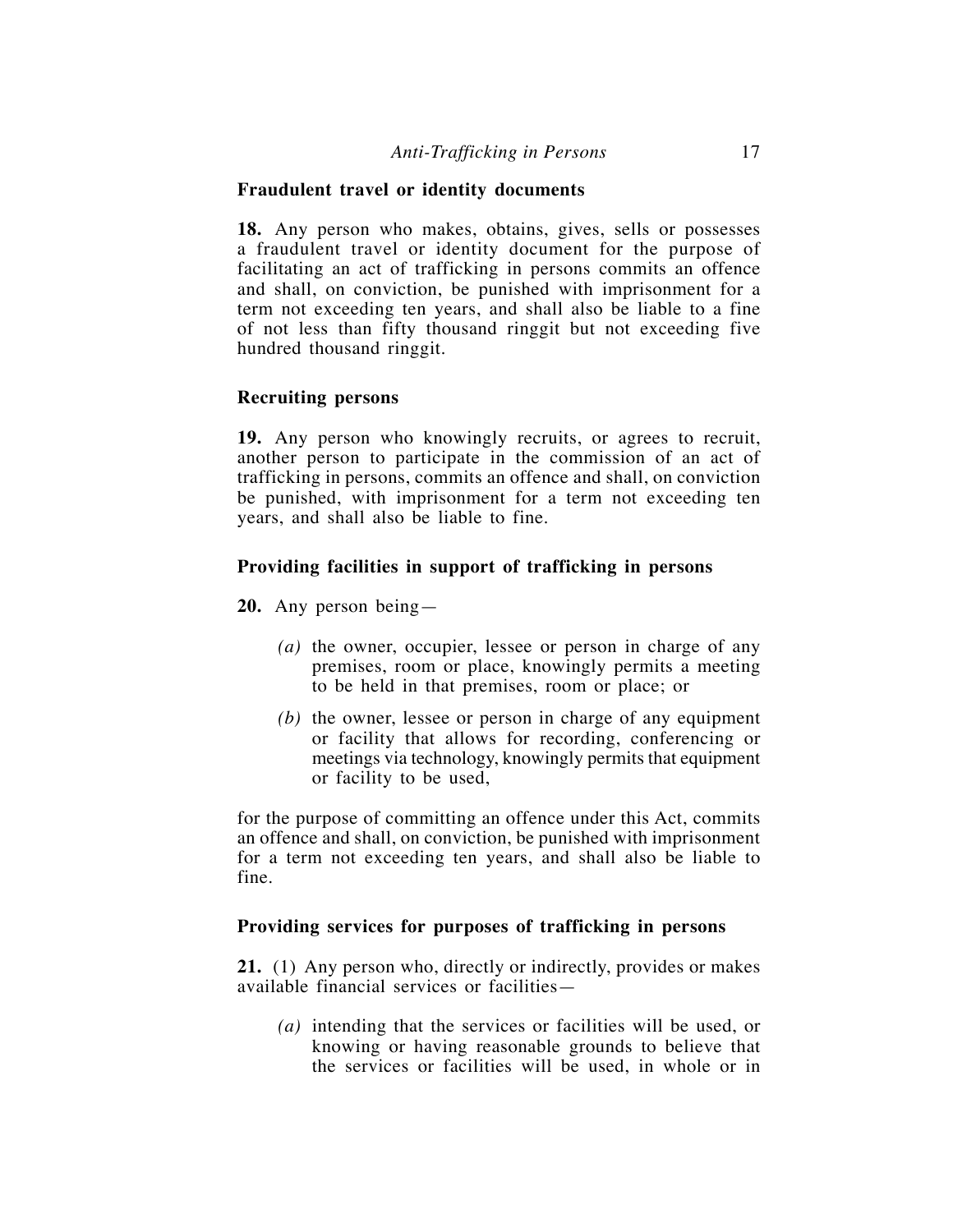**Fraudulent travel or identity documents**

**18.** Any person who makes, obtains, gives, sells or possesses a fraudulent travel or identity document for the purpose of facilitating an act of trafficking in persons commits an offence and shall, on conviction, be punished with imprisonment for a term not exceeding ten years, and shall also be liable to a fine of not less than fifty thousand ringgit but not exceeding five hundred thousand ringgit.

**Recruiting persons**

**19.** Any person who knowingly recruits, or agrees to recruit, another person to participate in the commission of an act of trafficking in persons, commits an offence and shall, on conviction be punished, with imprisonment for a term not exceeding ten years, and shall also be liable to fine.

**Providing facilities in support of trafficking in persons**

**20.** Any person being—

*(a)* the owner, occupier, lessee or person in charge of any premises, room or place, knowingly permits a meeting to be held in that premises, room or place; or

*(b)* the owner, lessee or person in charge of any equipment or facility that allows for recording, conferencing or meetings via technology, knowingly permits that equipment or facility to be used,

for the purpose of committing an offence under this Act, commits an offence and shall, on conviction, be punished with imprisonment for a term not exceeding ten years, and shall also be liable to fine.

**Providing services for purposes of trafficking in persons**

**21.** (1) Any person who, directly or indirectly, provides or makes available financial services or facilities—

*(a)* intending that the services or facilities will be used, or knowing or having reasonable grounds to believe that the services or facilities will be used, in whole or in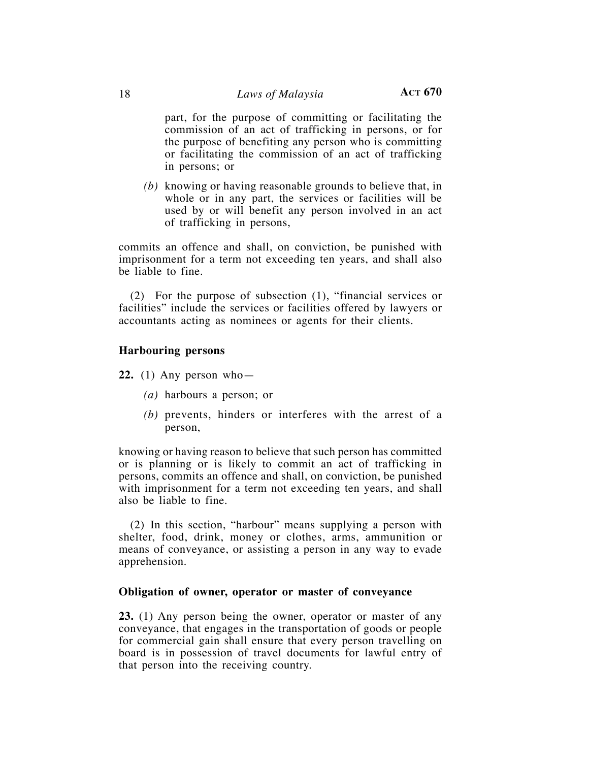part, for the purpose of committing or facilitating the commission of an act of trafficking in persons, or for the purpose of benefiting any person who is committing or facilitating the commission of an act of trafficking in persons; or

*(b)* knowing or having reasonable grounds to believe that, in whole or in any part, the services or facilities will be used by or will benefit any person involved in an act of trafficking in persons,

commits an offence and shall, on conviction, be punished with imprisonment for a term not exceeding ten years, and shall also be liable to fine.

(2) For the purpose of subsection (1), "financial services or facilities" include the services or facilities offered by lawyers or accountants acting as nominees or agents for their clients.

**Harbouring persons**

**22.** (1) Any person who—

*(a)* harbours a person; or

*(b)* prevents, hinders or interferes with the arrest of a person,

knowing or having reason to believe that such person has committed or is planning or is likely to commit an act of trafficking in persons, commits an offence and shall, on conviction, be punished with imprisonment for a term not exceeding ten years, and shall also be liable to fine.

(2) In this section, "harbour" means supplying a person with shelter, food, drink, money or clothes, arms, ammunition or means of conveyance, or assisting a person in any way to evade apprehension.

**Obligation of owner, operator or master of conveyance**

**23.** (1) Any person being the owner, operator or master of any conveyance, that engages in the transportation of goods or people for commercial gain shall ensure that every person travelling on board is in possession of travel documents for lawful entry of that person into the receiving country.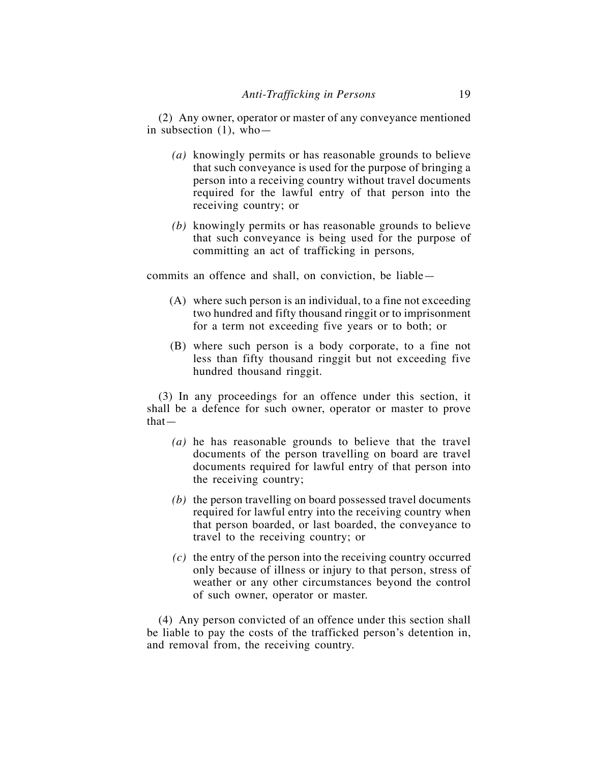(2) Any owner, operator or master of any conveyance mentioned in subsection (1), who—

*(a)* knowingly permits or has reasonable grounds to believe that such conveyance is used for the purpose of bringing a person into a receiving country without travel documents required for the lawful entry of that person into the receiving country; or

*(b)* knowingly permits or has reasonable grounds to believe that such conveyance is being used for the purpose of committing an act of trafficking in persons,

commits an offence and shall, on conviction, be liable—

(A) where such person is an individual, to a fine not exceeding two hundred and fifty thousand ringgit or to imprisonment for a term not exceeding five years or to both; or

(B) where such person is a body corporate, to a fine not less than fifty thousand ringgit but not exceeding five hundred thousand ringgit.

(3) In any proceedings for an offence under this section, it shall be a defence for such owner, operator or master to prove that—

*(a)* he has reasonable grounds to believe that the travel documents of the person travelling on board are travel documents required for lawful entry of that person into the receiving country;

*(b)* the person travelling on board possessed travel documents required for lawful entry into the receiving country when that person boarded, or last boarded, the conveyance to travel to the receiving country; or

*(c)* the entry of the person into the receiving country occurred only because of illness or injury to that person, stress of weather or any other circumstances beyond the control of such owner, operator or master.

(4) Any person convicted of an offence under this section shall be liable to pay the costs of the trafficked person's detention in, and removal from, the receiving country.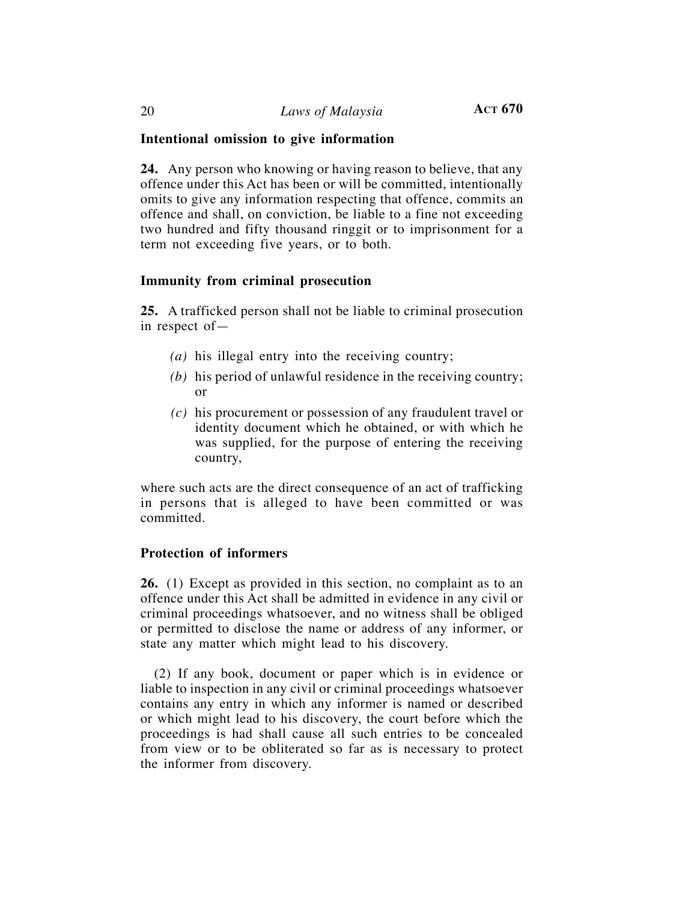**Intentional omission to give information**

**24.** Any person who knowing or having reason to believe, that any offence under this Act has been or will be committed, intentionally omits to give any information respecting that offence, commits an offence and shall, on conviction, be liable to a fine not exceeding two hundred and fifty thousand ringgit or to imprisonment for a term not exceeding five years, or to both.

**Immunity from criminal prosecution**

**25.** A trafficked person shall not be liable to criminal prosecution in respect of—

*(a)* his illegal entry into the receiving country;

*(b)* his period of unlawful residence in the receiving country; or

*(c)* his procurement or possession of any fraudulent travel or identity document which he obtained, or with which he was supplied, for the purpose of entering the receiving country,

where such acts are the direct consequence of an act of trafficking in persons that is alleged to have been committed or was committed.

**Protection of informers**

**26.** (1) Except as provided in this section, no complaint as to an offence under this Act shall be admitted in evidence in any civil or criminal proceedings whatsoever, and no witness shall be obliged or permitted to disclose the name or address of any informer, or state any matter which might lead to his discovery.

(2) If any book, document or paper which is in evidence or liable to inspection in any civil or criminal proceedings whatsoever contains any entry in which any informer is named or described or which might lead to his discovery, the court before which the proceedings is had shall cause all such entries to be concealed from view or to be obliterated so far as is necessary to protect the informer from discovery.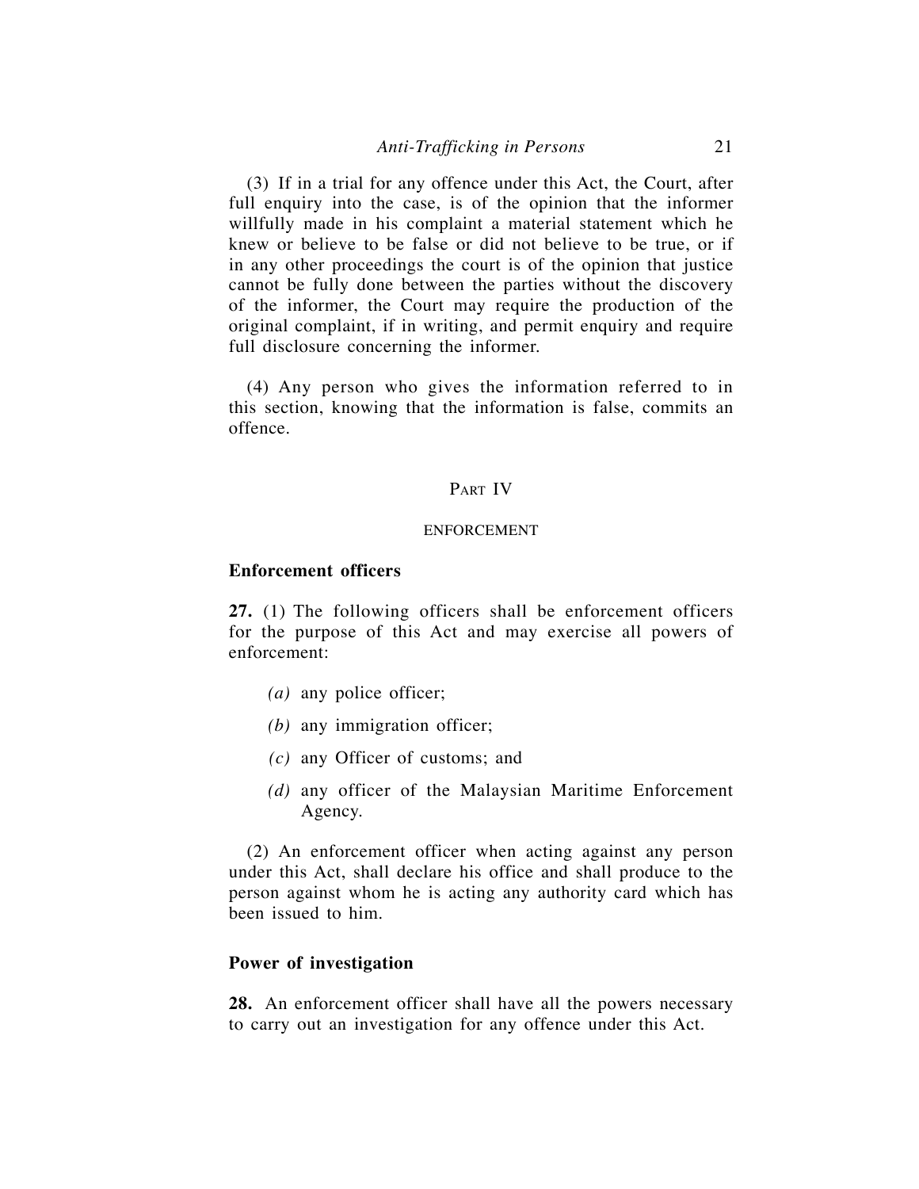(3) If in a trial for any offence under this Act, the Court, after full enquiry into the case, is of the opinion that the informer willfully made in his complaint a material statement which he knew or believe to be false or did not believe to be true, or if in any other proceedings the court is of the opinion that justice cannot be fully done between the parties without the discovery of the informer, the Court may require the production of the original complaint, if in writing, and permit enquiry and require full disclosure concerning the informer.

(4) Any person who gives the information referred to in this section, knowing that the information is false, commits an offence.

## Part IV

## ENFORCEMENT

### Enforcement officers

**27.** (1) The following officers shall be enforcement officers for the purpose of this Act and may exercise all powers of enforcement:

- *(a)* any police officer;
- *(b)* any immigration officer;
- *(c)* any Officer of customs; and
- *(d)* any officer of the Malaysian Maritime Enforcement Agency.

(2) An enforcement officer when acting against any person under this Act, shall declare his office and shall produce to the person against whom he is acting any authority card which has been issued to him.

### Power of investigation

**28.** An enforcement officer shall have all the powers necessary to carry out an investigation for any offence under this Act.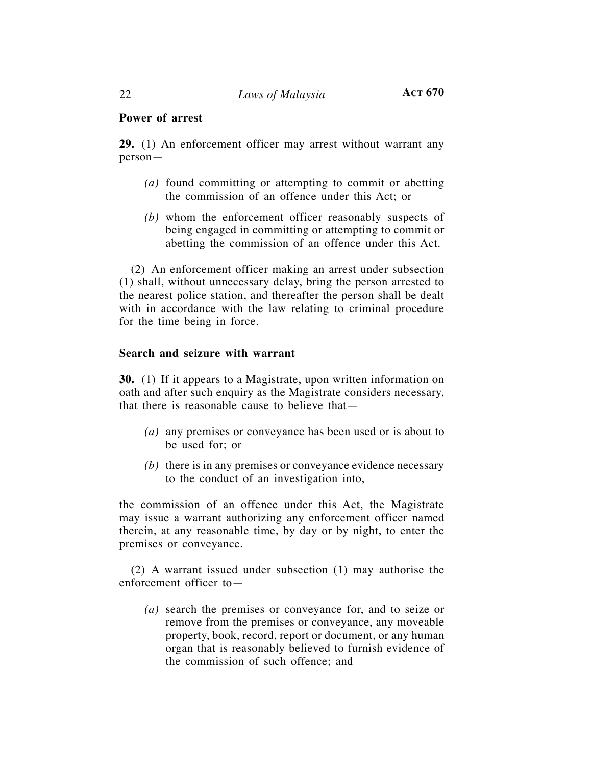**Power of arrest**

**29.** (1) An enforcement officer may arrest without warrant any person—

*(a)* found committing or attempting to commit or abetting the commission of an offence under this Act; or

*(b)* whom the enforcement officer reasonably suspects of being engaged in committing or attempting to commit or abetting the commission of an offence under this Act.

(2) An enforcement officer making an arrest under subsection (1) shall, without unnecessary delay, bring the person arrested to the nearest police station, and thereafter the person shall be dealt with in accordance with the law relating to criminal procedure for the time being in force.

**Search and seizure with warrant**

**30.** (1) If it appears to a Magistrate, upon written information on oath and after such enquiry as the Magistrate considers necessary, that there is reasonable cause to believe that—

*(a)* any premises or conveyance has been used or is about to be used for; or

*(b)* there is in any premises or conveyance evidence necessary to the conduct of an investigation into,

the commission of an offence under this Act, the Magistrate may issue a warrant authorizing any enforcement officer named therein, at any reasonable time, by day or by night, to enter the premises or conveyance.

(2) A warrant issued under subsection (1) may authorise the enforcement officer to—

*(a)* search the premises or conveyance for, and to seize or remove from the premises or conveyance, any moveable property, book, record, report or document, or any human organ that is reasonably believed to furnish evidence of the commission of such offence; and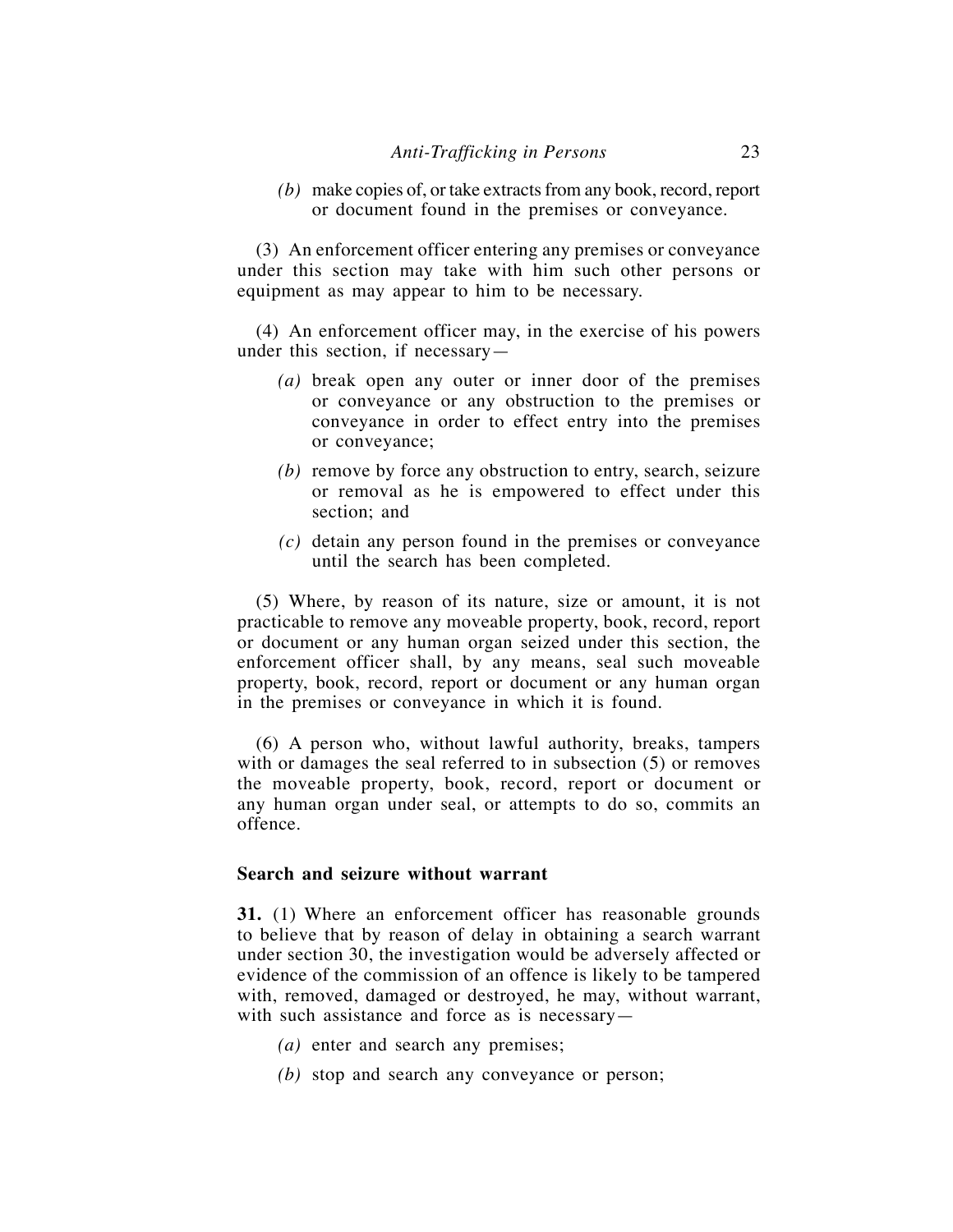*(b)* make copies of, or take extracts from any book, record, report or document found in the premises or conveyance.

(3) An enforcement officer entering any premises or conveyance under this section may take with him such other persons or equipment as may appear to him to be necessary.

(4) An enforcement officer may, in the exercise of his powers under this section, if necessary—

*(a)* break open any outer or inner door of the premises or conveyance or any obstruction to the premises or conveyance in order to effect entry into the premises or conveyance;

*(b)* remove by force any obstruction to entry, search, seizure or removal as he is empowered to effect under this section; and

*(c)* detain any person found in the premises or conveyance until the search has been completed.

(5) Where, by reason of its nature, size or amount, it is not practicable to remove any moveable property, book, record, report or document or any human organ seized under this section, the enforcement officer shall, by any means, seal such moveable property, book, record, report or document or any human organ in the premises or conveyance in which it is found.

(6) A person who, without lawful authority, breaks, tampers with or damages the seal referred to in subsection (5) or removes the moveable property, book, record, report or document or any human organ under seal, or attempts to do so, commits an offence.

**Search and seizure without warrant**

**31.** (1) Where an enforcement officer has reasonable grounds to believe that by reason of delay in obtaining a search warrant under section 30, the investigation would be adversely affected or evidence of the commission of an offence is likely to be tampered with, removed, damaged or destroyed, he may, without warrant, with such assistance and force as is necessary—

*(a)* enter and search any premises;

*(b)* stop and search any conveyance or person;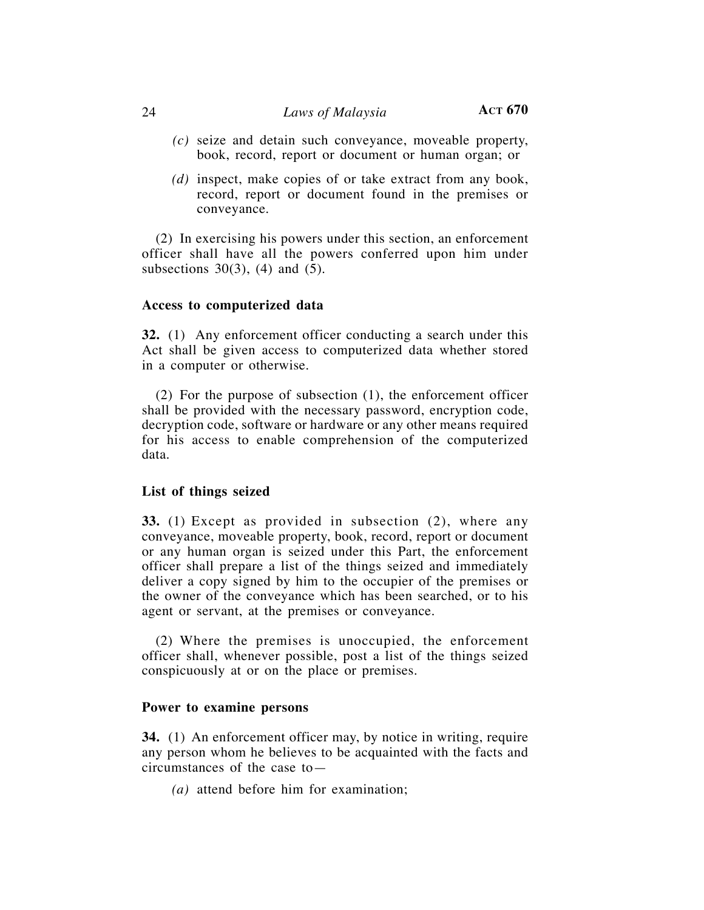*(c)* seize and detain such conveyance, moveable property, book, record, report or document or human organ; or

*(d)* inspect, make copies of or take extract from any book, record, report or document found in the premises or conveyance.

(2) In exercising his powers under this section, an enforcement officer shall have all the powers conferred upon him under subsections 30(3), (4) and (5).

**Access to computerized data**

**32.** (1) Any enforcement officer conducting a search under this Act shall be given access to computerized data whether stored in a computer or otherwise.

(2) For the purpose of subsection (1), the enforcement officer shall be provided with the necessary password, encryption code, decryption code, software or hardware or any other means required for his access to enable comprehension of the computerized data.

**List of things seized**

**33.** (1) Except as provided in subsection (2), where any conveyance, moveable property, book, record, report or document or any human organ is seized under this Part, the enforcement officer shall prepare a list of the things seized and immediately deliver a copy signed by him to the occupier of the premises or the owner of the conveyance which has been searched, or to his agent or servant, at the premises or conveyance.

(2) Where the premises is unoccupied, the enforcement officer shall, whenever possible, post a list of the things seized conspicuously at or on the place or premises.

**Power to examine persons**

**34.** (1) An enforcement officer may, by notice in writing, require any person whom he believes to be acquainted with the facts and circumstances of the case to—

*(a)* attend before him for examination;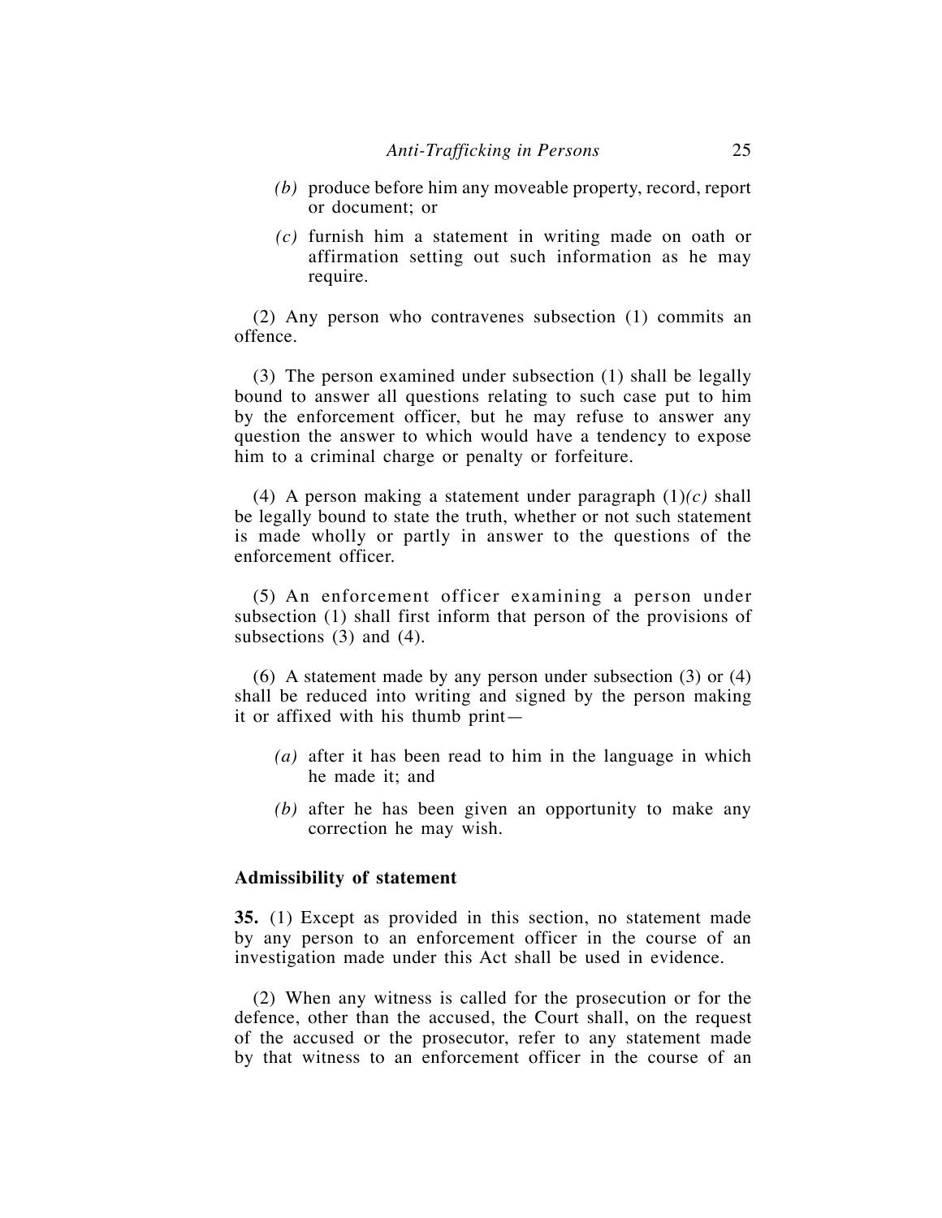*(b)* produce before him any moveable property, record, report or document; or

*(c)* furnish him a statement in writing made on oath or affirmation setting out such information as he may require.

(2) Any person who contravenes subsection (1) commits an offence.

(3) The person examined under subsection (1) shall be legally bound to answer all questions relating to such case put to him by the enforcement officer, but he may refuse to answer any question the answer to which would have a tendency to expose him to a criminal charge or penalty or forfeiture.

(4) A person making a statement under paragraph (1)*(c)* shall be legally bound to state the truth, whether or not such statement is made wholly or partly in answer to the questions of the enforcement officer.

(5) An enforcement officer examining a person under subsection (1) shall first inform that person of the provisions of subsections (3) and (4).

(6) A statement made by any person under subsection (3) or (4) shall be reduced into writing and signed by the person making it or affixed with his thumb print—

*(a)* after it has been read to him in the language in which he made it; and

*(b)* after he has been given an opportunity to make any correction he may wish.

**Admissibility of statement**

**35.** (1) Except as provided in this section, no statement made by any person to an enforcement officer in the course of an investigation made under this Act shall be used in evidence.

(2) When any witness is called for the prosecution or for the defence, other than the accused, the Court shall, on the request of the accused or the prosecutor, refer to any statement made by that witness to an enforcement officer in the course of an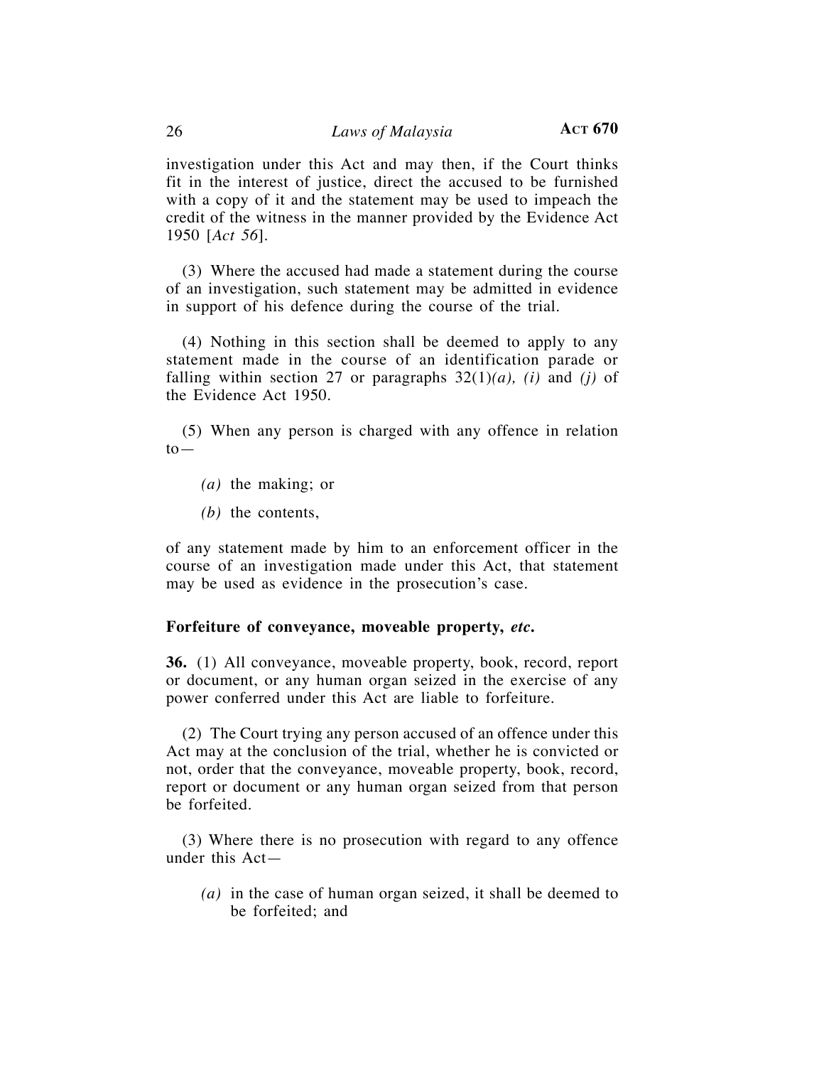investigation under this Act and may then, if the Court thinks fit in the interest of justice, direct the accused to be furnished with a copy of it and the statement may be used to impeach the credit of the witness in the manner provided by the Evidence Act 1950 [*Act 56*].

(3) Where the accused had made a statement during the course of an investigation, such statement may be admitted in evidence in support of his defence during the course of the trial.

(4) Nothing in this section shall be deemed to apply to any statement made in the course of an identification parade or falling within section 27 or paragraphs 32(1)*(a), (i)* and *(j)* of the Evidence Act 1950.

(5) When any person is charged with any offence in relation to—

*(a)* the making; or

*(b)* the contents,

of any statement made by him to an enforcement officer in the course of an investigation made under this Act, that statement may be used as evidence in the prosecution's case.

### Forfeiture of conveyance, moveable property, *etc.*

**36.** (1) All conveyance, moveable property, book, record, report or document, or any human organ seized in the exercise of any power conferred under this Act are liable to forfeiture.

(2) The Court trying any person accused of an offence under this Act may at the conclusion of the trial, whether he is convicted or not, order that the conveyance, moveable property, book, record, report or document or any human organ seized from that person be forfeited.

(3) Where there is no prosecution with regard to any offence under this Act—

*(a)* in the case of human organ seized, it shall be deemed to be forfeited; and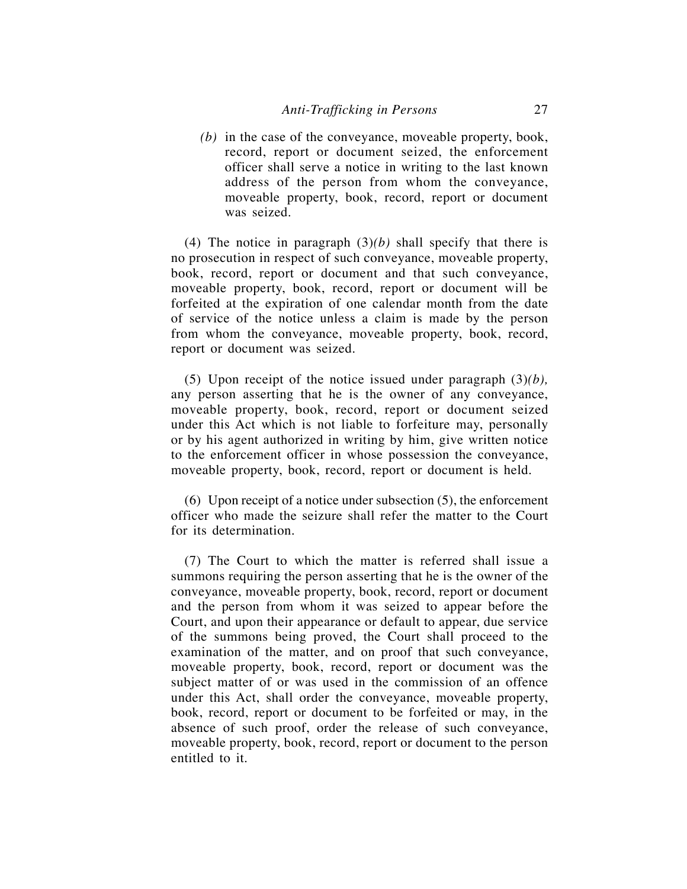*(b)* in the case of the conveyance, moveable property, book, record, report or document seized, the enforcement officer shall serve a notice in writing to the last known address of the person from whom the conveyance, moveable property, book, record, report or document was seized.

(4) The notice in paragraph (3)*(b)* shall specify that there is no prosecution in respect of such conveyance, moveable property, book, record, report or document and that such conveyance, moveable property, book, record, report or document will be forfeited at the expiration of one calendar month from the date of service of the notice unless a claim is made by the person from whom the conveyance, moveable property, book, record, report or document was seized.

(5) Upon receipt of the notice issued under paragraph (3)*(b),* any person asserting that he is the owner of any conveyance, moveable property, book, record, report or document seized under this Act which is not liable to forfeiture may, personally or by his agent authorized in writing by him, give written notice to the enforcement officer in whose possession the conveyance, moveable property, book, record, report or document is held.

(6) Upon receipt of a notice under subsection (5), the enforcement officer who made the seizure shall refer the matter to the Court for its determination.

(7) The Court to which the matter is referred shall issue a summons requiring the person asserting that he is the owner of the conveyance, moveable property, book, record, report or document and the person from whom it was seized to appear before the Court, and upon their appearance or default to appear, due service of the summons being proved, the Court shall proceed to the examination of the matter, and on proof that such conveyance, moveable property, book, record, report or document was the subject matter of or was used in the commission of an offence under this Act, shall order the conveyance, moveable property, book, record, report or document to be forfeited or may, in the absence of such proof, order the release of such conveyance, moveable property, book, record, report or document to the person entitled to it.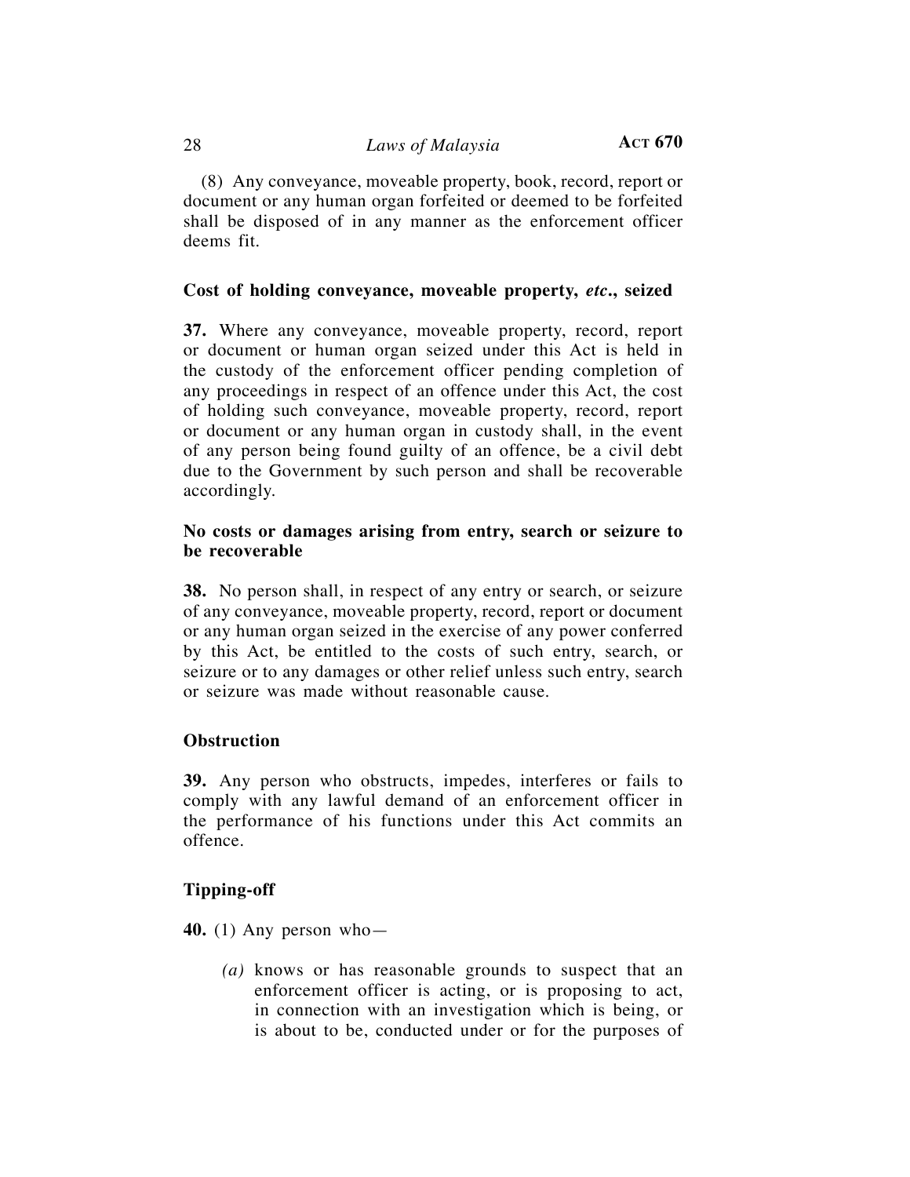(8) Any conveyance, moveable property, book, record, report or document or any human organ forfeited or deemed to be forfeited shall be disposed of in any manner as the enforcement officer deems fit.

**Cost of holding conveyance, moveable property, *etc*., seized**

**37.** Where any conveyance, moveable property, record, report or document or human organ seized under this Act is held in the custody of the enforcement officer pending completion of any proceedings in respect of an offence under this Act, the cost of holding such conveyance, moveable property, record, report or document or any human organ in custody shall, in the event of any person being found guilty of an offence, be a civil debt due to the Government by such person and shall be recoverable accordingly.

**No costs or damages arising from entry, search or seizure to be recoverable**

**38.** No person shall, in respect of any entry or search, or seizure of any conveyance, moveable property, record, report or document or any human organ seized in the exercise of any power conferred by this Act, be entitled to the costs of such entry, search, or seizure or to any damages or other relief unless such entry, search or seizure was made without reasonable cause.

**Obstruction**

**39.** Any person who obstructs, impedes, interferes or fails to comply with any lawful demand of an enforcement officer in the performance of his functions under this Act commits an offence.

**Tipping-off**

**40.** (1) Any person who—

*(a)* knows or has reasonable grounds to suspect that an enforcement officer is acting, or is proposing to act, in connection with an investigation which is being, or is about to be, conducted under or for the purposes of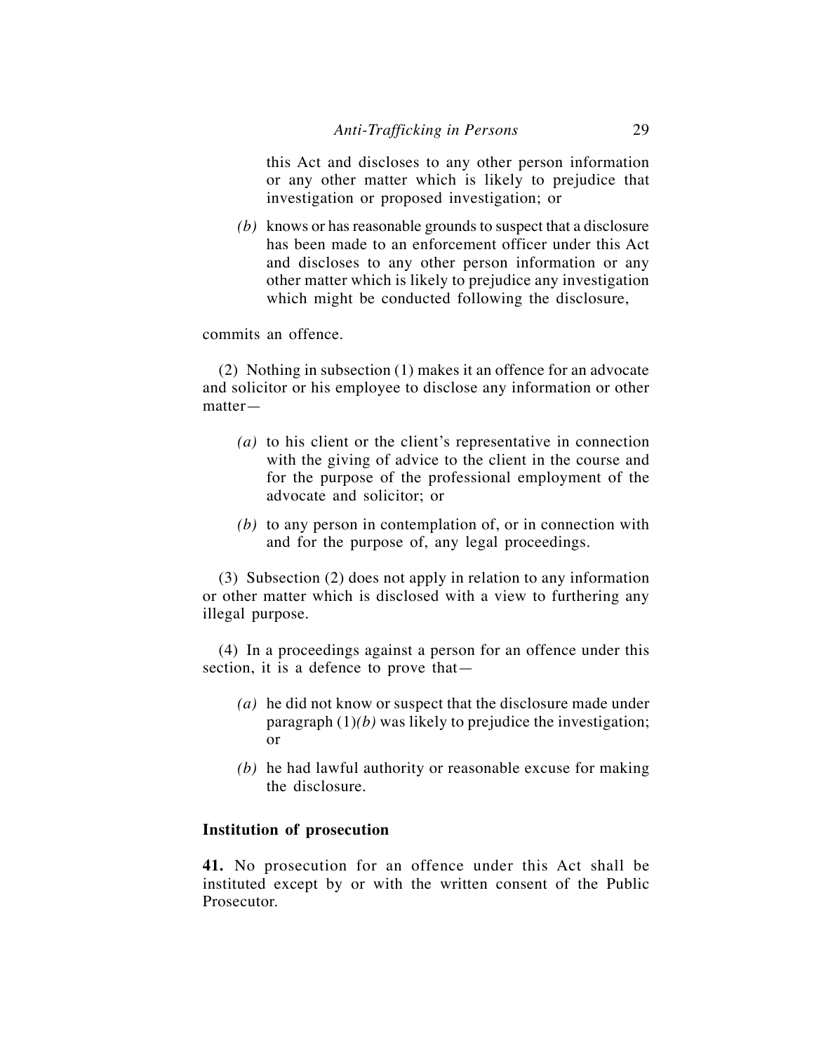this Act and discloses to any other person information or any other matter which is likely to prejudice that investigation or proposed investigation; or

*(b)* knows or has reasonable grounds to suspect that a disclosure has been made to an enforcement officer under this Act and discloses to any other person information or any other matter which is likely to prejudice any investigation which might be conducted following the disclosure,

commits an offence.

(2) Nothing in subsection (1) makes it an offence for an advocate and solicitor or his employee to disclose any information or other matter—

*(a)* to his client or the client's representative in connection with the giving of advice to the client in the course and for the purpose of the professional employment of the advocate and solicitor; or

*(b)* to any person in contemplation of, or in connection with and for the purpose of, any legal proceedings.

(3) Subsection (2) does not apply in relation to any information or other matter which is disclosed with a view to furthering any illegal purpose.

(4) In a proceedings against a person for an offence under this section, it is a defence to prove that—

*(a)* he did not know or suspect that the disclosure made under paragraph (1)*(b)* was likely to prejudice the investigation; or

*(b)* he had lawful authority or reasonable excuse for making the disclosure.

**Institution of prosecution**

**41.** No prosecution for an offence under this Act shall be instituted except by or with the written consent of the Public Prosecutor.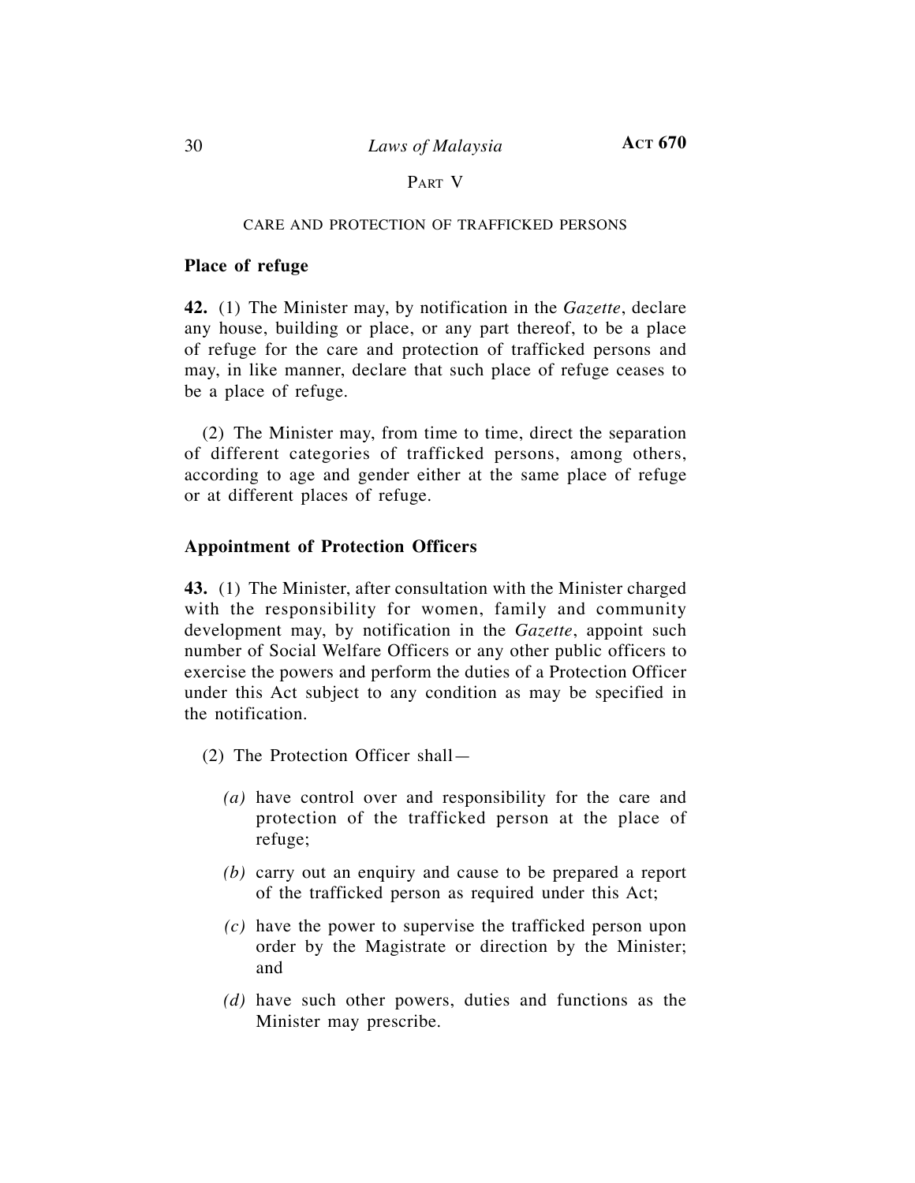## Part V

### CARE AND PROTECTION OF TRAFFICKED PERSONS

**Place of refuge**

**42.** (1) The Minister may, by notification in the *Gazette*, declare any house, building or place, or any part thereof, to be a place of refuge for the care and protection of trafficked persons and may, in like manner, declare that such place of refuge ceases to be a place of refuge.

(2) The Minister may, from time to time, direct the separation of different categories of trafficked persons, among others, according to age and gender either at the same place of refuge or at different places of refuge.

**Appointment of Protection Officers**

**43.** (1) The Minister, after consultation with the Minister charged with the responsibility for women, family and community development may, by notification in the *Gazette*, appoint such number of Social Welfare Officers or any other public officers to exercise the powers and perform the duties of a Protection Officer under this Act subject to any condition as may be specified in the notification.

(2) The Protection Officer shall—

*(a)* have control over and responsibility for the care and protection of the trafficked person at the place of refuge;

*(b)* carry out an enquiry and cause to be prepared a report of the trafficked person as required under this Act;

*(c)* have the power to supervise the trafficked person upon order by the Magistrate or direction by the Minister; and

*(d)* have such other powers, duties and functions as the Minister may prescribe.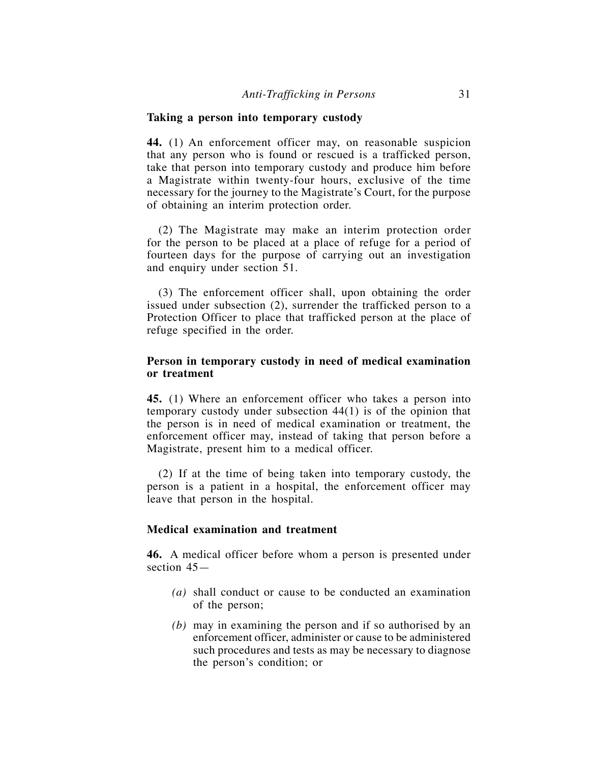### Taking a person into temporary custody

**44.** (1) An enforcement officer may, on reasonable suspicion that any person who is found or rescued is a trafficked person, take that person into temporary custody and produce him before a Magistrate within twenty-four hours, exclusive of the time necessary for the journey to the Magistrate's Court, for the purpose of obtaining an interim protection order.

(2) The Magistrate may make an interim protection order for the person to be placed at a place of refuge for a period of fourteen days for the purpose of carrying out an investigation and enquiry under section 51.

(3) The enforcement officer shall, upon obtaining the order issued under subsection (2), surrender the trafficked person to a Protection Officer to place that trafficked person at the place of refuge specified in the order.

### Person in temporary custody in need of medical examination or treatment

**45.** (1) Where an enforcement officer who takes a person into temporary custody under subsection 44(1) is of the opinion that the person is in need of medical examination or treatment, the enforcement officer may, instead of taking that person before a Magistrate, present him to a medical officer.

(2) If at the time of being taken into temporary custody, the person is a patient in a hospital, the enforcement officer may leave that person in the hospital.

### Medical examination and treatment

**46.** A medical officer before whom a person is presented under section 45—

*(a)* shall conduct or cause to be conducted an examination of the person;

*(b)* may in examining the person and if so authorised by an enforcement officer, administer or cause to be administered such procedures and tests as may be necessary to diagnose the person's condition; or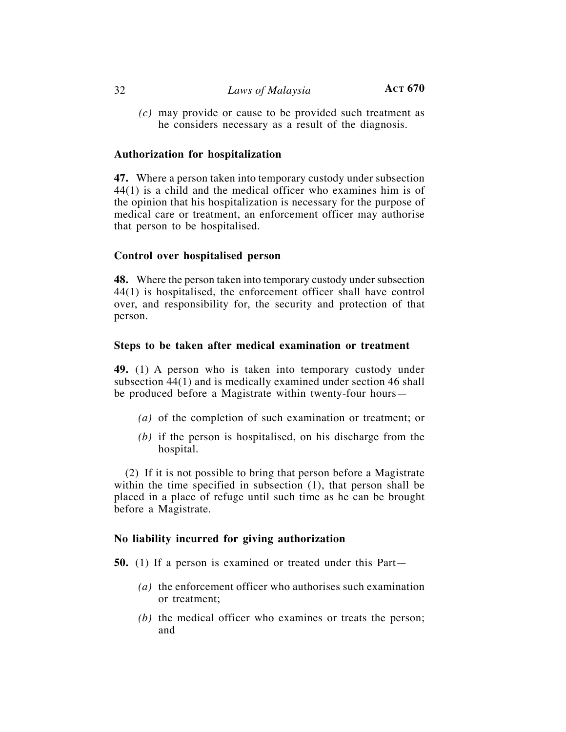*(c)* may provide or cause to be provided such treatment as he considers necessary as a result of the diagnosis.

**Authorization for hospitalization**

**47.** Where a person taken into temporary custody under subsection 44(1) is a child and the medical officer who examines him is of the opinion that his hospitalization is necessary for the purpose of medical care or treatment, an enforcement officer may authorise that person to be hospitalised.

**Control over hospitalised person**

**48.** Where the person taken into temporary custody under subsection 44(1) is hospitalised, the enforcement officer shall have control over, and responsibility for, the security and protection of that person.

**Steps to be taken after medical examination or treatment**

**49.** (1) A person who is taken into temporary custody under subsection 44(1) and is medically examined under section 46 shall be produced before a Magistrate within twenty-four hours—

*(a)* of the completion of such examination or treatment; or

*(b)* if the person is hospitalised, on his discharge from the hospital.

(2) If it is not possible to bring that person before a Magistrate within the time specified in subsection (1), that person shall be placed in a place of refuge until such time as he can be brought before a Magistrate.

**No liability incurred for giving authorization**

**50.** (1) If a person is examined or treated under this Part—

*(a)* the enforcement officer who authorises such examination or treatment;

*(b)* the medical officer who examines or treats the person; and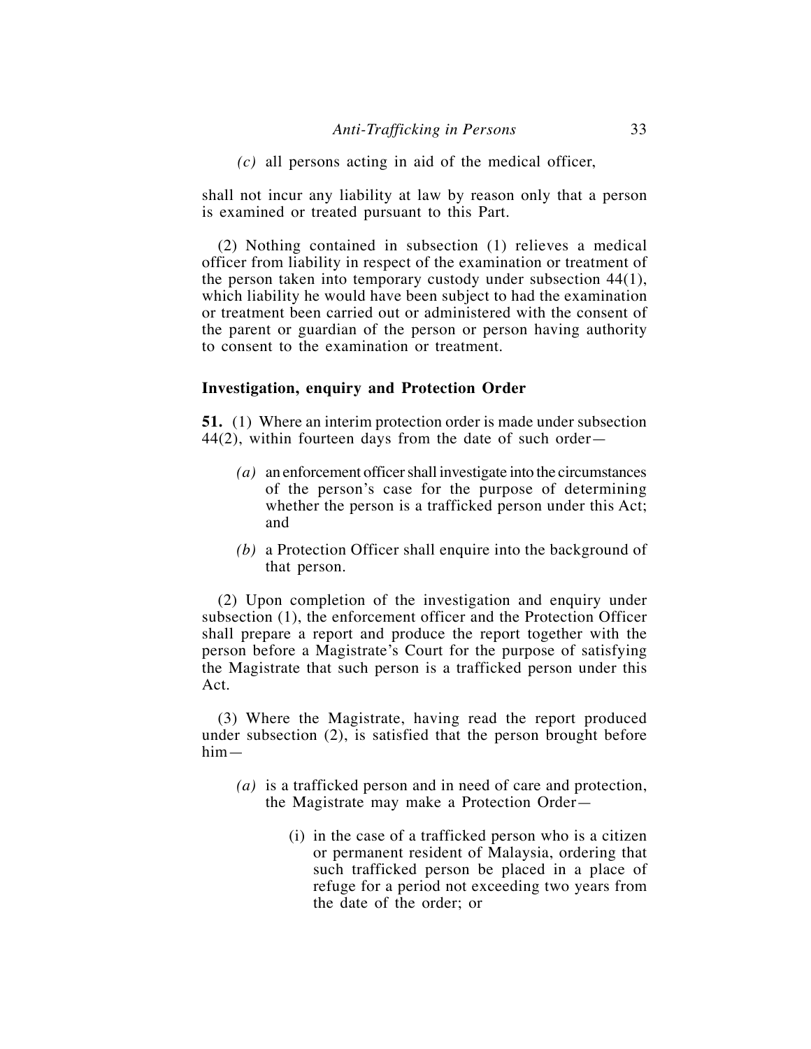*(c)* all persons acting in aid of the medical officer,

shall not incur any liability at law by reason only that a person is examined or treated pursuant to this Part.

(2) Nothing contained in subsection (1) relieves a medical officer from liability in respect of the examination or treatment of the person taken into temporary custody under subsection 44(1), which liability he would have been subject to had the examination or treatment been carried out or administered with the consent of the parent or guardian of the person or person having authority to consent to the examination or treatment.

**Investigation, enquiry and Protection Order**

**51.** (1) Where an interim protection order is made under subsection 44(2), within fourteen days from the date of such order—

*(a)* an enforcement officer shall investigate into the circumstances of the person's case for the purpose of determining whether the person is a trafficked person under this Act; and

*(b)* a Protection Officer shall enquire into the background of that person.

(2) Upon completion of the investigation and enquiry under subsection (1), the enforcement officer and the Protection Officer shall prepare a report and produce the report together with the person before a Magistrate's Court for the purpose of satisfying the Magistrate that such person is a trafficked person under this Act.

(3) Where the Magistrate, having read the report produced under subsection (2), is satisfied that the person brought before him—

*(a)* is a trafficked person and in need of care and protection, the Magistrate may make a Protection Order—

(i) in the case of a trafficked person who is a citizen or permanent resident of Malaysia, ordering that such trafficked person be placed in a place of refuge for a period not exceeding two years from the date of the order; or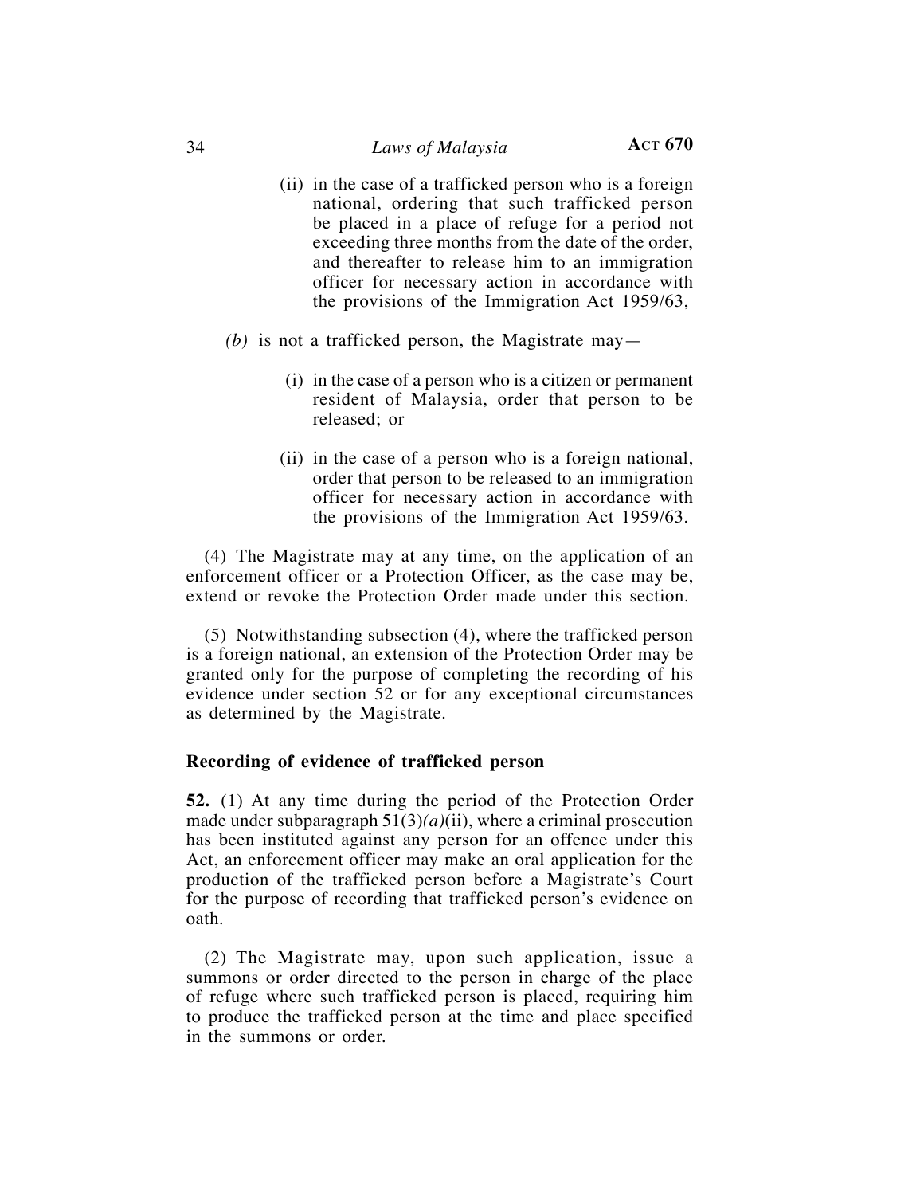(ii) in the case of a trafficked person who is a foreign national, ordering that such trafficked person be placed in a place of refuge for a period not exceeding three months from the date of the order, and thereafter to release him to an immigration officer for necessary action in accordance with the provisions of the Immigration Act 1959/63,

*(b)* is not a trafficked person, the Magistrate may—

(i) in the case of a person who is a citizen or permanent resident of Malaysia, order that person to be released; or

(ii) in the case of a person who is a foreign national, order that person to be released to an immigration officer for necessary action in accordance with the provisions of the Immigration Act 1959/63.

(4) The Magistrate may at any time, on the application of an enforcement officer or a Protection Officer, as the case may be, extend or revoke the Protection Order made under this section.

(5) Notwithstanding subsection (4), where the trafficked person is a foreign national, an extension of the Protection Order may be granted only for the purpose of completing the recording of his evidence under section 52 or for any exceptional circumstances as determined by the Magistrate.

**Recording of evidence of trafficked person**

**52.** (1) At any time during the period of the Protection Order made under subparagraph 51(3)*(a)*(ii), where a criminal prosecution has been instituted against any person for an offence under this Act, an enforcement officer may make an oral application for the production of the trafficked person before a Magistrate's Court for the purpose of recording that trafficked person's evidence on oath.

(2) The Magistrate may, upon such application, issue a summons or order directed to the person in charge of the place of refuge where such trafficked person is placed, requiring him to produce the trafficked person at the time and place specified in the summons or order.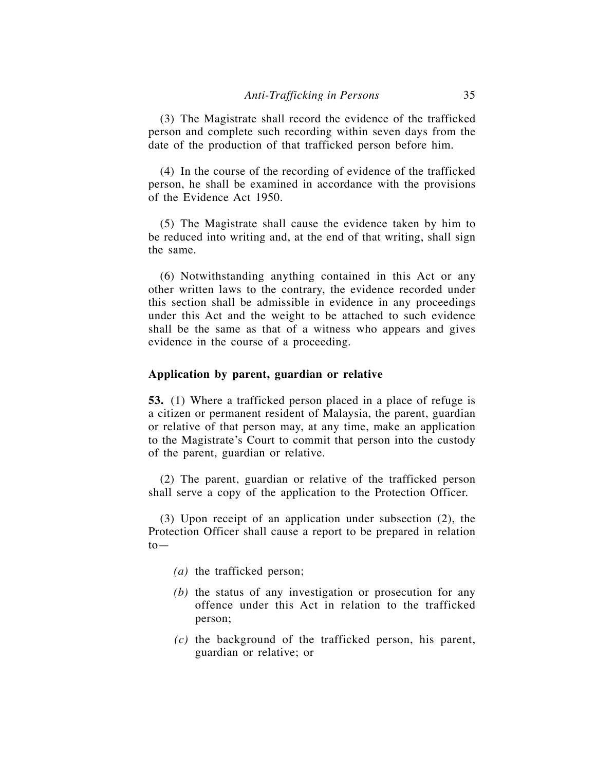(3) The Magistrate shall record the evidence of the trafficked person and complete such recording within seven days from the date of the production of that trafficked person before him.

(4) In the course of the recording of evidence of the trafficked person, he shall be examined in accordance with the provisions of the Evidence Act 1950.

(5) The Magistrate shall cause the evidence taken by him to be reduced into writing and, at the end of that writing, shall sign the same.

(6) Notwithstanding anything contained in this Act or any other written laws to the contrary, the evidence recorded under this section shall be admissible in evidence in any proceedings under this Act and the weight to be attached to such evidence shall be the same as that of a witness who appears and gives evidence in the course of a proceeding.

**Application by parent, guardian or relative**

**53.** (1) Where a trafficked person placed in a place of refuge is a citizen or permanent resident of Malaysia, the parent, guardian or relative of that person may, at any time, make an application to the Magistrate's Court to commit that person into the custody of the parent, guardian or relative.

(2) The parent, guardian or relative of the trafficked person shall serve a copy of the application to the Protection Officer.

(3) Upon receipt of an application under subsection (2), the Protection Officer shall cause a report to be prepared in relation to—

- *(a)* the trafficked person;
- *(b)* the status of any investigation or prosecution for any offence under this Act in relation to the trafficked person;
- *(c)* the background of the trafficked person, his parent, guardian or relative; or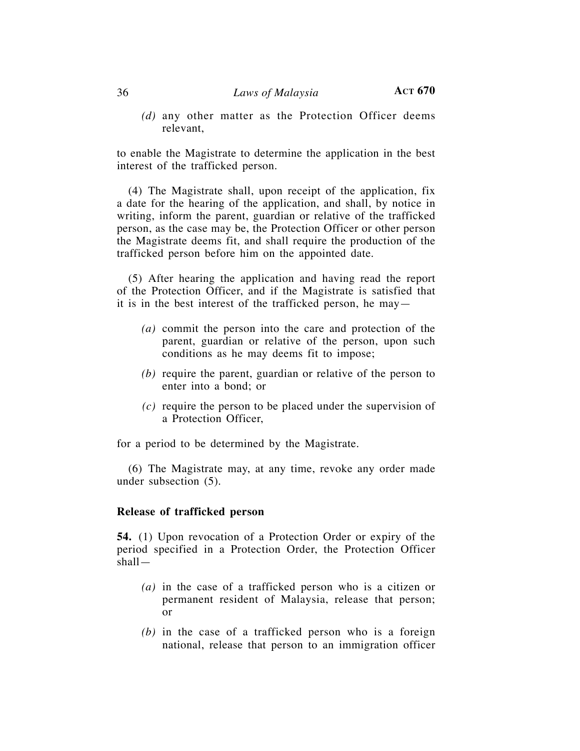*(d)* any other matter as the Protection Officer deems relevant,

to enable the Magistrate to determine the application in the best interest of the trafficked person.

(4) The Magistrate shall, upon receipt of the application, fix a date for the hearing of the application, and shall, by notice in writing, inform the parent, guardian or relative of the trafficked person, as the case may be, the Protection Officer or other person the Magistrate deems fit, and shall require the production of the trafficked person before him on the appointed date.

(5) After hearing the application and having read the report of the Protection Officer, and if the Magistrate is satisfied that it is in the best interest of the trafficked person, he may—

*(a)* commit the person into the care and protection of the parent, guardian or relative of the person, upon such conditions as he may deems fit to impose;

*(b)* require the parent, guardian or relative of the person to enter into a bond; or

*(c)* require the person to be placed under the supervision of a Protection Officer,

for a period to be determined by the Magistrate.

(6) The Magistrate may, at any time, revoke any order made under subsection (5).

**Release of trafficked person**

**54.** (1) Upon revocation of a Protection Order or expiry of the period specified in a Protection Order, the Protection Officer shall—

*(a)* in the case of a trafficked person who is a citizen or permanent resident of Malaysia, release that person; or

*(b)* in the case of a trafficked person who is a foreign national, release that person to an immigration officer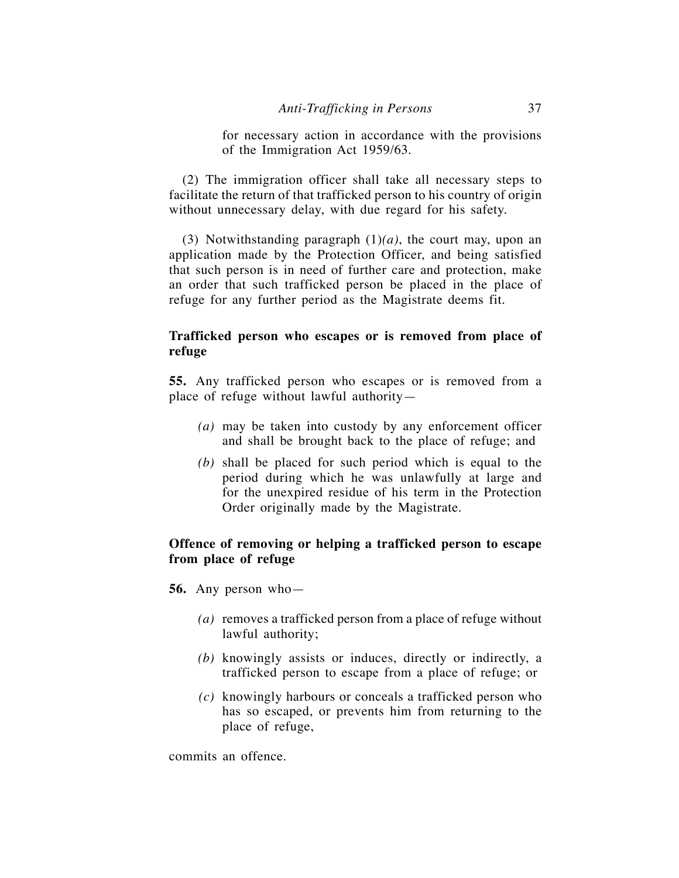for necessary action in accordance with the provisions of the Immigration Act 1959/63.

(2) The immigration officer shall take all necessary steps to facilitate the return of that trafficked person to his country of origin without unnecessary delay, with due regard for his safety.

(3) Notwithstanding paragraph (1)*(a)*, the court may, upon an application made by the Protection Officer, and being satisfied that such person is in need of further care and protection, make an order that such trafficked person be placed in the place of refuge for any further period as the Magistrate deems fit.

**Trafficked person who escapes or is removed from place of refuge**

**55.** Any trafficked person who escapes or is removed from a place of refuge without lawful authority—

*(a)* may be taken into custody by any enforcement officer and shall be brought back to the place of refuge; and

*(b)* shall be placed for such period which is equal to the period during which he was unlawfully at large and for the unexpired residue of his term in the Protection Order originally made by the Magistrate.

**Offence of removing or helping a trafficked person to escape from place of refuge**

**56.** Any person who—

*(a)* removes a trafficked person from a place of refuge without lawful authority;

*(b)* knowingly assists or induces, directly or indirectly, a trafficked person to escape from a place of refuge; or

*(c)* knowingly harbours or conceals a trafficked person who has so escaped, or prevents him from returning to the place of refuge,

commits an offence.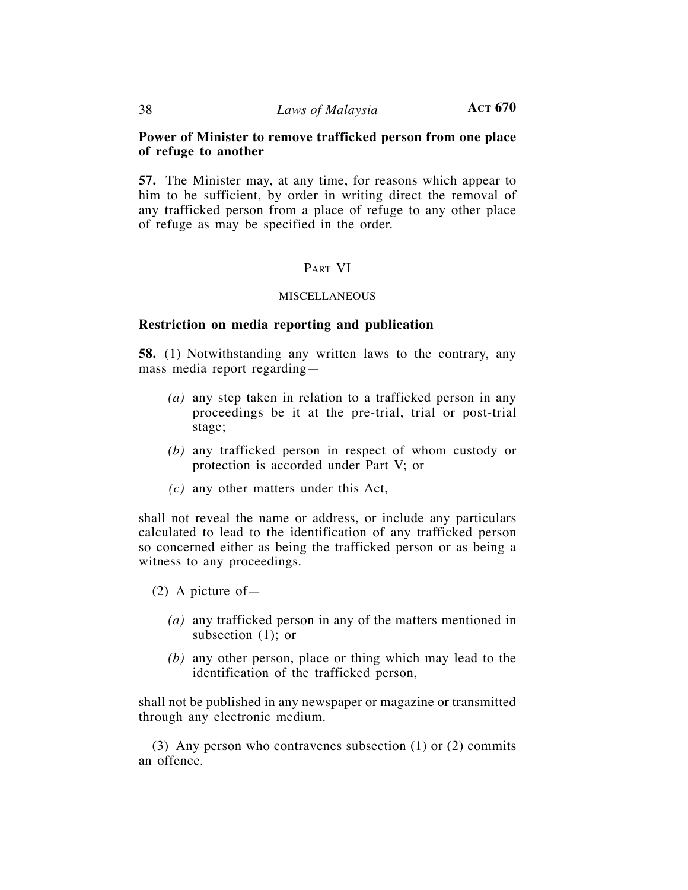**Power of Minister to remove trafficked person from one place of refuge to another**

**57.** The Minister may, at any time, for reasons which appear to him to be sufficient, by order in writing direct the removal of any trafficked person from a place of refuge to any other place of refuge as may be specified in the order.

## PART VI

### MISCELLANEOUS

**Restriction on media reporting and publication**

**58.** (1) Notwithstanding any written laws to the contrary, any mass media report regarding—

*(a)* any step taken in relation to a trafficked person in any proceedings be it at the pre-trial, trial or post-trial stage;

*(b)* any trafficked person in respect of whom custody or protection is accorded under Part V; or

*(c)* any other matters under this Act,

shall not reveal the name or address, or include any particulars calculated to lead to the identification of any trafficked person so concerned either as being the trafficked person or as being a witness to any proceedings.

(2) A picture of—

*(a)* any trafficked person in any of the matters mentioned in subsection (1); or

*(b)* any other person, place or thing which may lead to the identification of the trafficked person,

shall not be published in any newspaper or magazine or transmitted through any electronic medium.

(3) Any person who contravenes subsection (1) or (2) commits an offence.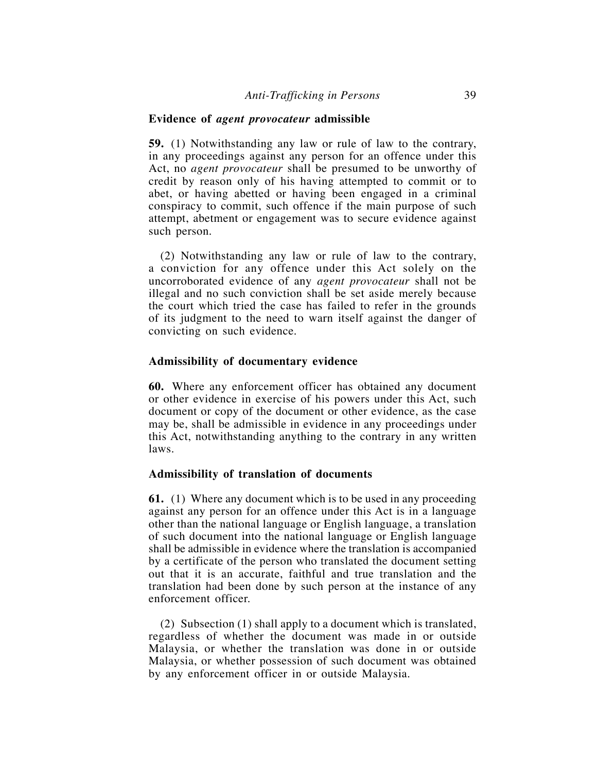### Evidence of *agent provocateur* admissible

**59.** (1) Notwithstanding any law or rule of law to the contrary, in any proceedings against any person for an offence under this Act, no *agent provocateur* shall be presumed to be unworthy of credit by reason only of his having attempted to commit or to abet, or having abetted or having been engaged in a criminal conspiracy to commit, such offence if the main purpose of such attempt, abetment or engagement was to secure evidence against such person.

(2) Notwithstanding any law or rule of law to the contrary, a conviction for any offence under this Act solely on the uncorroborated evidence of any *agent provocateur* shall not be illegal and no such conviction shall be set aside merely because the court which tried the case has failed to refer in the grounds of its judgment to the need to warn itself against the danger of convicting on such evidence.

### Admissibility of documentary evidence

**60.** Where any enforcement officer has obtained any document or other evidence in exercise of his powers under this Act, such document or copy of the document or other evidence, as the case may be, shall be admissible in evidence in any proceedings under this Act, notwithstanding anything to the contrary in any written laws.

### Admissibility of translation of documents

**61.** (1) Where any document which is to be used in any proceeding against any person for an offence under this Act is in a language other than the national language or English language, a translation of such document into the national language or English language shall be admissible in evidence where the translation is accompanied by a certificate of the person who translated the document setting out that it is an accurate, faithful and true translation and the translation had been done by such person at the instance of any enforcement officer.

(2) Subsection (1) shall apply to a document which is translated, regardless of whether the document was made in or outside Malaysia, or whether the translation was done in or outside Malaysia, or whether possession of such document was obtained by any enforcement officer in or outside Malaysia.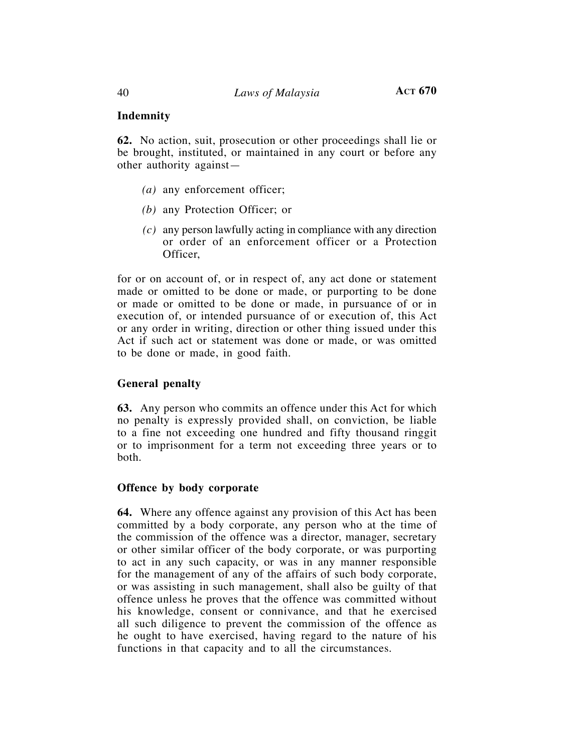### Indemnity

**62.** No action, suit, prosecution or other proceedings shall lie or be brought, instituted, or maintained in any court or before any other authority against—

- *(a)* any enforcement officer;
- *(b)* any Protection Officer; or
- *(c)* any person lawfully acting in compliance with any direction or order of an enforcement officer or a Protection Officer,

for or on account of, or in respect of, any act done or statement made or omitted to be done or made, or purporting to be done or made or omitted to be done or made, in pursuance of or in execution of, or intended pursuance of or execution of, this Act or any order in writing, direction or other thing issued under this Act if such act or statement was done or made, or was omitted to be done or made, in good faith.

### General penalty

**63.** Any person who commits an offence under this Act for which no penalty is expressly provided shall, on conviction, be liable to a fine not exceeding one hundred and fifty thousand ringgit or to imprisonment for a term not exceeding three years or to both.

### Offence by body corporate

**64.** Where any offence against any provision of this Act has been committed by a body corporate, any person who at the time of the commission of the offence was a director, manager, secretary or other similar officer of the body corporate, or was purporting to act in any such capacity, or was in any manner responsible for the management of any of the affairs of such body corporate, or was assisting in such management, shall also be guilty of that offence unless he proves that the offence was committed without his knowledge, consent or connivance, and that he exercised all such diligence to prevent the commission of the offence as he ought to have exercised, having regard to the nature of his functions in that capacity and to all the circumstances.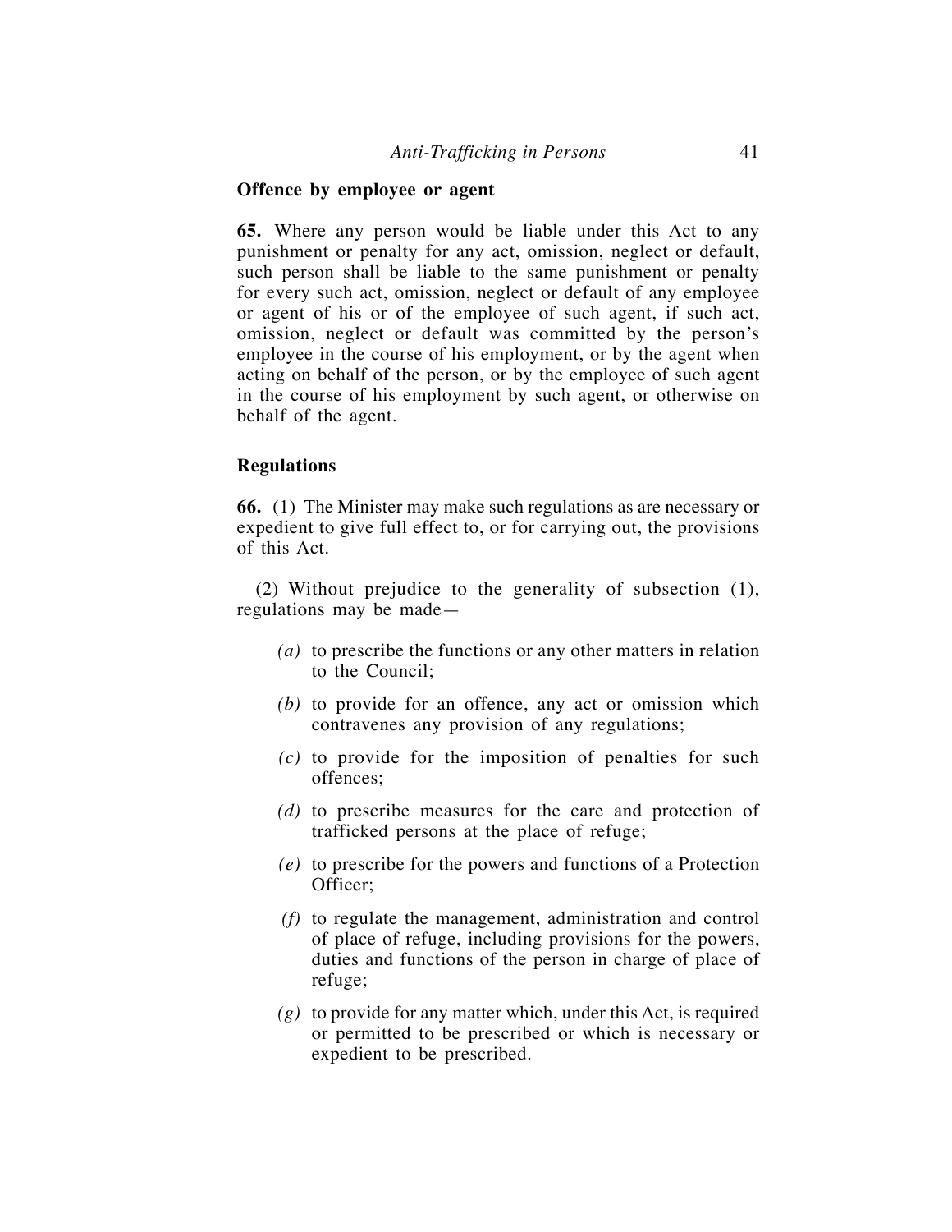**Offence by employee or agent**

**65.** Where any person would be liable under this Act to any punishment or penalty for any act, omission, neglect or default, such person shall be liable to the same punishment or penalty for every such act, omission, neglect or default of any employee or agent of his or of the employee of such agent, if such act, omission, neglect or default was committed by the person's employee in the course of his employment, or by the agent when acting on behalf of the person, or by the employee of such agent in the course of his employment by such agent, or otherwise on behalf of the agent.

**Regulations**

**66.** (1) The Minister may make such regulations as are necessary or expedient to give full effect to, or for carrying out, the provisions of this Act.

(2) Without prejudice to the generality of subsection (1), regulations may be made—

*(a)* to prescribe the functions or any other matters in relation to the Council;

*(b)* to provide for an offence, any act or omission which contravenes any provision of any regulations;

*(c)* to provide for the imposition of penalties for such offences;

*(d)* to prescribe measures for the care and protection of trafficked persons at the place of refuge;

*(e)* to prescribe for the powers and functions of a Protection Officer;

*(f)* to regulate the management, administration and control of place of refuge, including provisions for the powers, duties and functions of the person in charge of place of refuge;

*(g)* to provide for any matter which, under this Act, is required or permitted to be prescribed or which is necessary or expedient to be prescribed.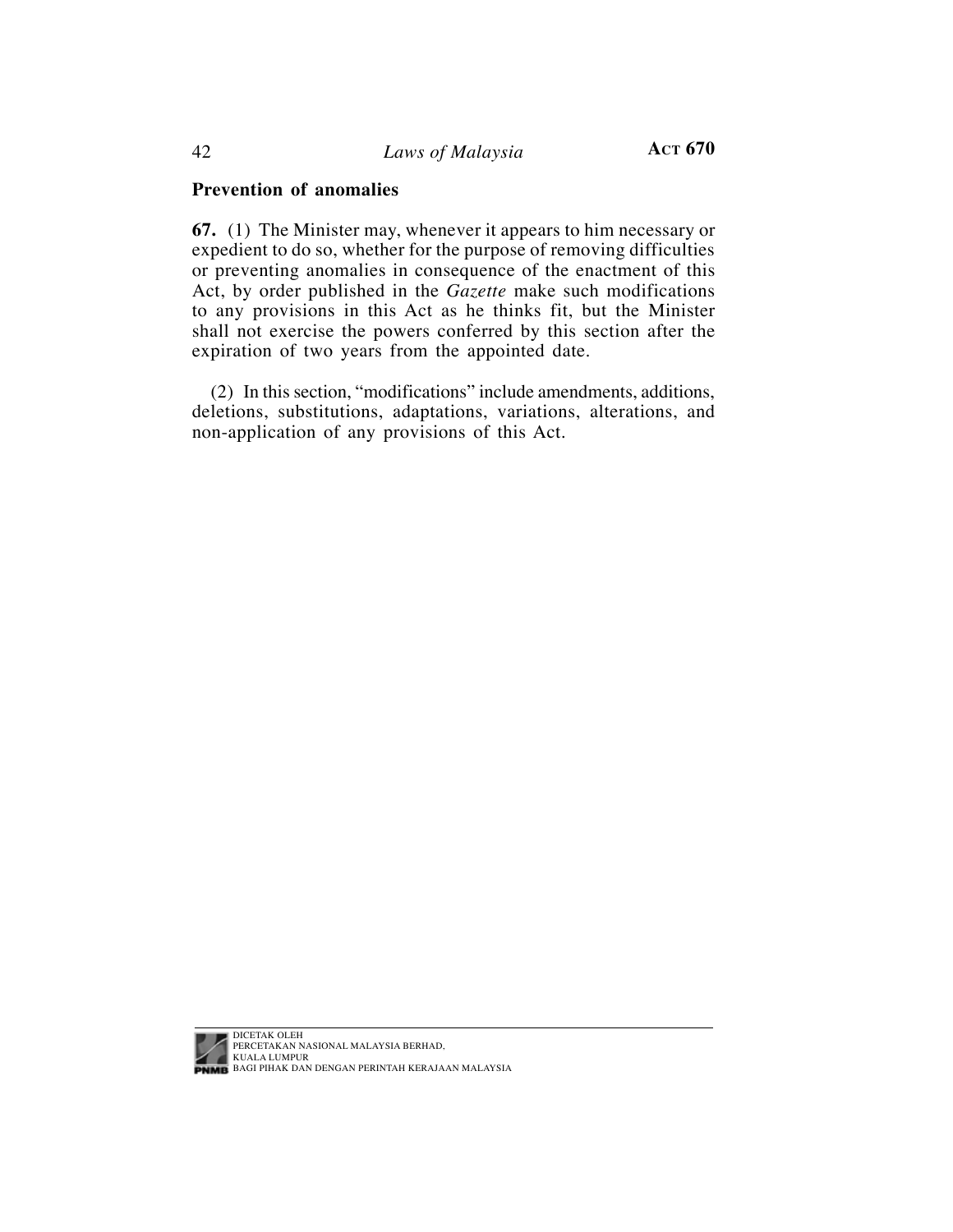### Prevention of anomalies

**67.** (1) The Minister may, whenever it appears to him necessary or expedient to do so, whether for the purpose of removing difficulties or preventing anomalies in consequence of the enactment of this Act, by order published in the *Gazette* make such modifications to any provisions in this Act as he thinks fit, but the Minister shall not exercise the powers conferred by this section after the expiration of two years from the appointed date.

(2) In this section, "modifications" include amendments, additions, deletions, substitutions, adaptations, variations, alterations, and non-application of any provisions of this Act.

DICETAK OLEH
PERCETAKAN NASIONAL MALAYSIA BERHAD,
KUALA LUMPUR
BAGI PIHAK DAN DENGAN PERINTAH KERAJAAN MALAYSIA